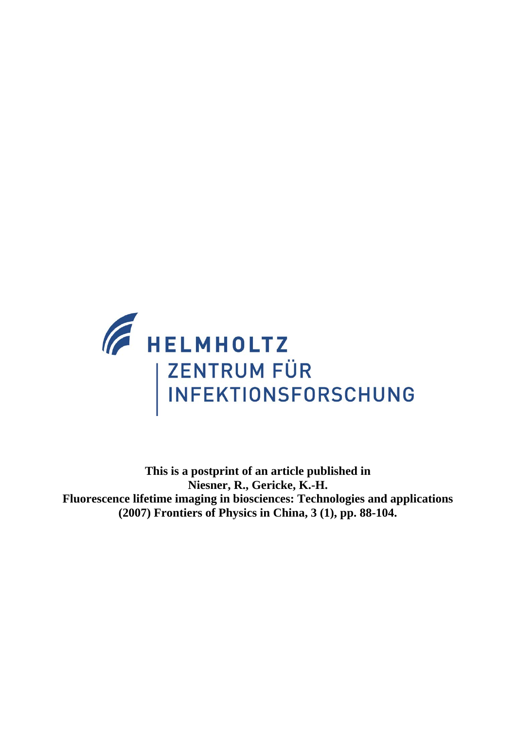HELMHOLTZ

ZENTRUM FÜR INFEKTIONSFORSCHUNG

**This is a postprint of an article published in**
**Niesner, R., Gericke, K.-H.**
**Fluorescence lifetime imaging in biosciences: Technologies and applications**
**(2007) Frontiers of Physics in China, 3 (1), pp. 88-104.**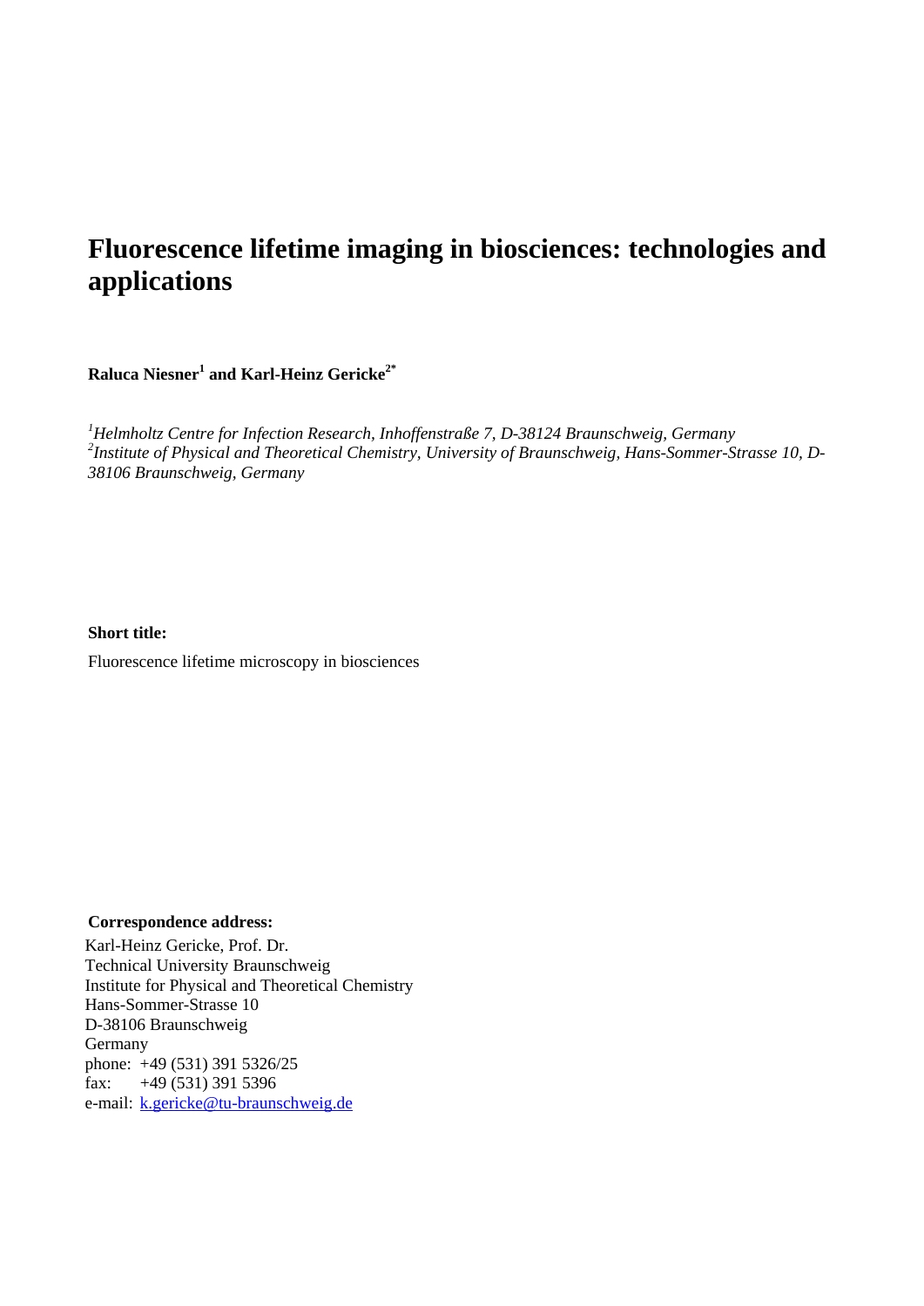# Fluorescence lifetime imaging in biosciences: technologies and applications

**Raluca Niesner[1] and Karl-Heinz Gericke[2*]**

*[1]Helmholtz Centre for Infection Research, Inhoffenstraße 7, D-38124 Braunschweig, Germany*
*[2]Institute of Physical and Theoretical Chemistry, University of Braunschweig, Hans-Sommer-Strasse 10, D-38106 Braunschweig, Germany*

**Short title:**

Fluorescence lifetime microscopy in biosciences

**Correspondence address:**

Karl-Heinz Gericke, Prof. Dr.
Technical University Braunschweig
Institute for Physical and Theoretical Chemistry
Hans-Sommer-Strasse 10
D-38106 Braunschweig
Germany
phone: +49 (531) 391 5326/25
fax: +49 (531) 391 5396
e-mail: k.gericke@tu-braunschweig.de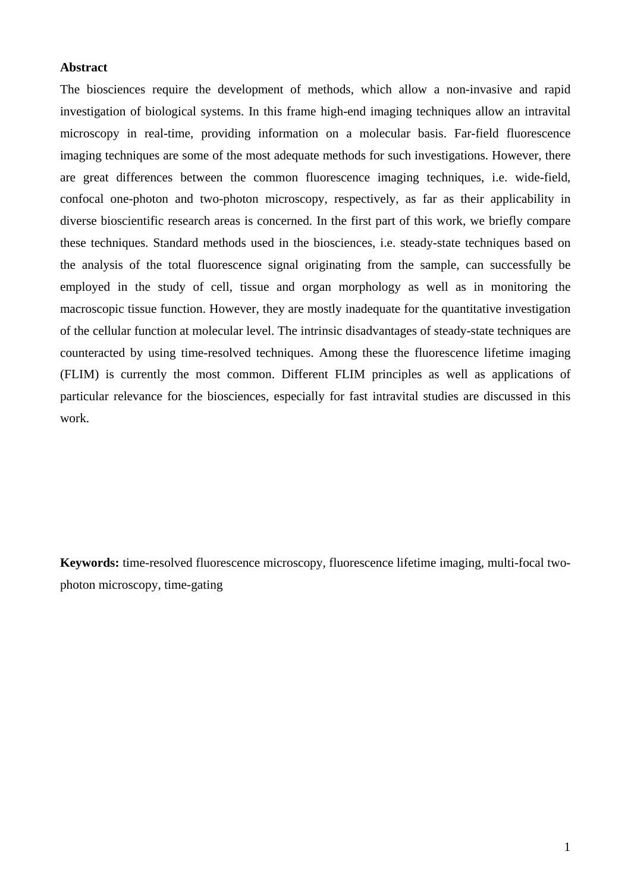**Abstract**

The biosciences require the development of methods, which allow a non-invasive and rapid investigation of biological systems. In this frame high-end imaging techniques allow an intravital microscopy in real-time, providing information on a molecular basis. Far-field fluorescence imaging techniques are some of the most adequate methods for such investigations. However, there are great differences between the common fluorescence imaging techniques, i.e. wide-field, confocal one-photon and two-photon microscopy, respectively, as far as their applicability in diverse bioscientific research areas is concerned. In the first part of this work, we briefly compare these techniques. Standard methods used in the biosciences, i.e. steady-state techniques based on the analysis of the total fluorescence signal originating from the sample, can successfully be employed in the study of cell, tissue and organ morphology as well as in monitoring the macroscopic tissue function. However, they are mostly inadequate for the quantitative investigation of the cellular function at molecular level. The intrinsic disadvantages of steady-state techniques are counteracted by using time-resolved techniques. Among these the fluorescence lifetime imaging (FLIM) is currently the most common. Different FLIM principles as well as applications of particular relevance for the biosciences, especially for fast intravital studies are discussed in this work.

**Keywords:** time-resolved fluorescence microscopy, fluorescence lifetime imaging, multi-focal two-photon microscopy, time-gating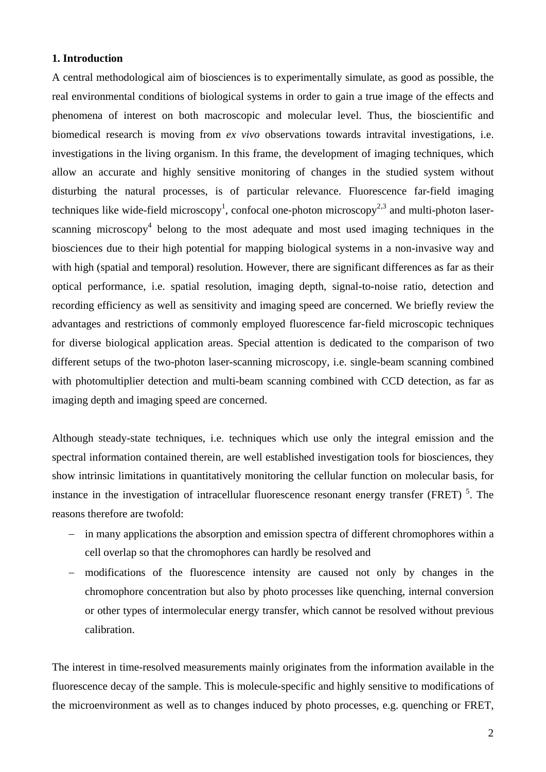## 1. Introduction

A central methodological aim of biosciences is to experimentally simulate, as good as possible, the real environmental conditions of biological systems in order to gain a true image of the effects and phenomena of interest on both macroscopic and molecular level. Thus, the bioscientific and biomedical research is moving from *ex vivo* observations towards intravital investigations, i.e. investigations in the living organism. In this frame, the development of imaging techniques, which allow an accurate and highly sensitive monitoring of changes in the studied system without disturbing the natural processes, is of particular relevance. Fluorescence far-field imaging techniques like wide-field microscopy[1], confocal one-photon microscopy[2,3] and multi-photon laser-scanning microscopy[4] belong to the most adequate and most used imaging techniques in the biosciences due to their high potential for mapping biological systems in a non-invasive way and with high (spatial and temporal) resolution. However, there are significant differences as far as their optical performance, i.e. spatial resolution, imaging depth, signal-to-noise ratio, detection and recording efficiency as well as sensitivity and imaging speed are concerned. We briefly review the advantages and restrictions of commonly employed fluorescence far-field microscopic techniques for diverse biological application areas. Special attention is dedicated to the comparison of two different setups of the two-photon laser-scanning microscopy, i.e. single-beam scanning combined with photomultiplier detection and multi-beam scanning combined with CCD detection, as far as imaging depth and imaging speed are concerned.

Although steady-state techniques, i.e. techniques which use only the integral emission and the spectral information contained therein, are well established investigation tools for biosciences, they show intrinsic limitations in quantitatively monitoring the cellular function on molecular basis, for instance in the investigation of intracellular fluorescence resonant energy transfer (FRET) [5]. The reasons therefore are twofold:

- in many applications the absorption and emission spectra of different chromophores within a cell overlap so that the chromophores can hardly be resolved and
- modifications of the fluorescence intensity are caused not only by changes in the chromophore concentration but also by photo processes like quenching, internal conversion or other types of intermolecular energy transfer, which cannot be resolved without previous calibration.

The interest in time-resolved measurements mainly originates from the information available in the fluorescence decay of the sample. This is molecule-specific and highly sensitive to modifications of the microenvironment as well as to changes induced by photo processes, e.g. quenching or FRET,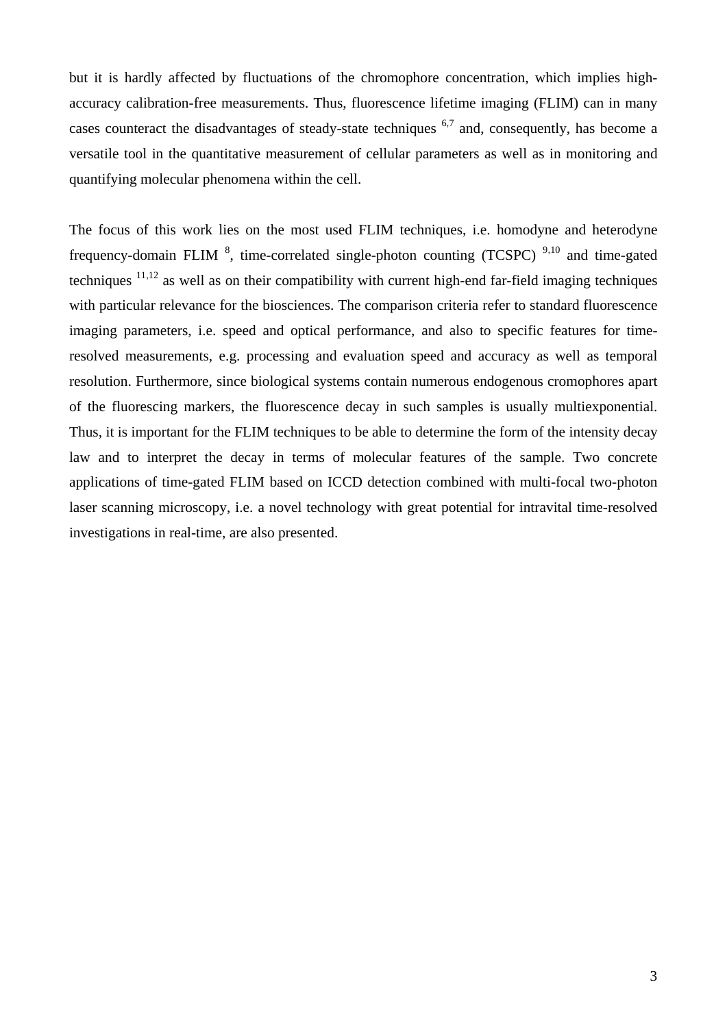but it is hardly affected by fluctuations of the chromophore concentration, which implies high-accuracy calibration-free measurements. Thus, fluorescence lifetime imaging (FLIM) can in many cases counteract the disadvantages of steady-state techniques [6,7] and, consequently, has become a versatile tool in the quantitative measurement of cellular parameters as well as in monitoring and quantifying molecular phenomena within the cell.

The focus of this work lies on the most used FLIM techniques, i.e. homodyne and heterodyne frequency-domain FLIM [8], time-correlated single-photon counting (TCSPC) [9,10] and time-gated techniques [11,12] as well as on their compatibility with current high-end far-field imaging techniques with particular relevance for the biosciences. The comparison criteria refer to standard fluorescence imaging parameters, i.e. speed and optical performance, and also to specific features for time-resolved measurements, e.g. processing and evaluation speed and accuracy as well as temporal resolution. Furthermore, since biological systems contain numerous endogenous cromophores apart of the fluorescing markers, the fluorescence decay in such samples is usually multiexponential. Thus, it is important for the FLIM techniques to be able to determine the form of the intensity decay law and to interpret the decay in terms of molecular features of the sample. Two concrete applications of time-gated FLIM based on ICCD detection combined with multi-focal two-photon laser scanning microscopy, i.e. a novel technology with great potential for intravital time-resolved investigations in real-time, are also presented.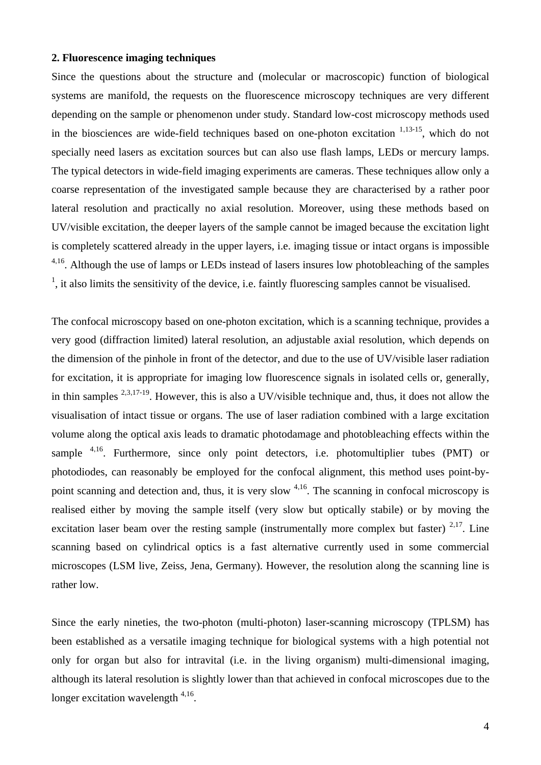## 2. Fluorescence imaging techniques

Since the questions about the structure and (molecular or macroscopic) function of biological systems are manifold, the requests on the fluorescence microscopy techniques are very different depending on the sample or phenomenon under study. Standard low-cost microscopy methods used in the biosciences are wide-field techniques based on one-photon excitation [1,13-15], which do not specially need lasers as excitation sources but can also use flash lamps, LEDs or mercury lamps. The typical detectors in wide-field imaging experiments are cameras. These techniques allow only a coarse representation of the investigated sample because they are characterised by a rather poor lateral resolution and practically no axial resolution. Moreover, using these methods based on UV/visible excitation, the deeper layers of the sample cannot be imaged because the excitation light is completely scattered already in the upper layers, i.e. imaging tissue or intact organs is impossible [4,16]. Although the use of lamps or LEDs instead of lasers insures low photobleaching of the samples [1], it also limits the sensitivity of the device, i.e. faintly fluorescing samples cannot be visualised.

The confocal microscopy based on one-photon excitation, which is a scanning technique, provides a very good (diffraction limited) lateral resolution, an adjustable axial resolution, which depends on the dimension of the pinhole in front of the detector, and due to the use of UV/visible laser radiation for excitation, it is appropriate for imaging low fluorescence signals in isolated cells or, generally, in thin samples [2,3,17-19]. However, this is also a UV/visible technique and, thus, it does not allow the visualisation of intact tissue or organs. The use of laser radiation combined with a large excitation volume along the optical axis leads to dramatic photodamage and photobleaching effects within the sample [4,16]. Furthermore, since only point detectors, i.e. photomultiplier tubes (PMT) or photodiodes, can reasonably be employed for the confocal alignment, this method uses point-by-point scanning and detection and, thus, it is very slow [4,16]. The scanning in confocal microscopy is realised either by moving the sample itself (very slow but optically stabile) or by moving the excitation laser beam over the resting sample (instrumentally more complex but faster) [2,17]. Line scanning based on cylindrical optics is a fast alternative currently used in some commercial microscopes (LSM live, Zeiss, Jena, Germany). However, the resolution along the scanning line is rather low.

Since the early nineties, the two-photon (multi-photon) laser-scanning microscopy (TPLSM) has been established as a versatile imaging technique for biological systems with a high potential not only for organ but also for intravital (i.e. in the living organism) multi-dimensional imaging, although its lateral resolution is slightly lower than that achieved in confocal microscopes due to the longer excitation wavelength [4,16].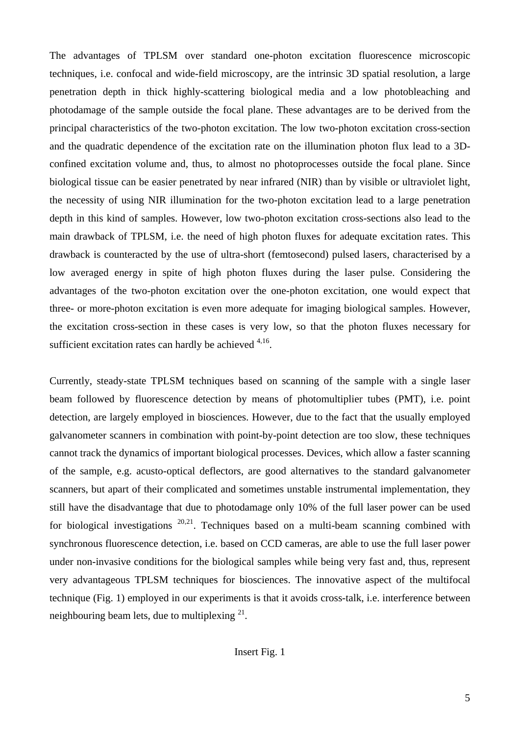The advantages of TPLSM over standard one-photon excitation fluorescence microscopic techniques, i.e. confocal and wide-field microscopy, are the intrinsic 3D spatial resolution, a large penetration depth in thick highly-scattering biological media and a low photobleaching and photodamage of the sample outside the focal plane. These advantages are to be derived from the principal characteristics of the two-photon excitation. The low two-photon excitation cross-section and the quadratic dependence of the excitation rate on the illumination photon flux lead to a 3D-confined excitation volume and, thus, to almost no photoprocesses outside the focal plane. Since biological tissue can be easier penetrated by near infrared (NIR) than by visible or ultraviolet light, the necessity of using NIR illumination for the two-photon excitation lead to a large penetration depth in this kind of samples. However, low two-photon excitation cross-sections also lead to the main drawback of TPLSM, i.e. the need of high photon fluxes for adequate excitation rates. This drawback is counteracted by the use of ultra-short (femtosecond) pulsed lasers, characterised by a low averaged energy in spite of high photon fluxes during the laser pulse. Considering the advantages of the two-photon excitation over the one-photon excitation, one would expect that three- or more-photon excitation is even more adequate for imaging biological samples. However, the excitation cross-section in these cases is very low, so that the photon fluxes necessary for sufficient excitation rates can hardly be achieved [4,16].

Currently, steady-state TPLSM techniques based on scanning of the sample with a single laser beam followed by fluorescence detection by means of photomultiplier tubes (PMT), i.e. point detection, are largely employed in biosciences. However, due to the fact that the usually employed galvanometer scanners in combination with point-by-point detection are too slow, these techniques cannot track the dynamics of important biological processes. Devices, which allow a faster scanning of the sample, e.g. acusto-optical deflectors, are good alternatives to the standard galvanometer scanners, but apart of their complicated and sometimes unstable instrumental implementation, they still have the disadvantage that due to photodamage only 10% of the full laser power can be used for biological investigations [20,21]. Techniques based on a multi-beam scanning combined with synchronous fluorescence detection, i.e. based on CCD cameras, are able to use the full laser power under non-invasive conditions for the biological samples while being very fast and, thus, represent very advantageous TPLSM techniques for biosciences. The innovative aspect of the multifocal technique (Fig. 1) employed in our experiments is that it avoids cross-talk, i.e. interference between neighbouring beam lets, due to multiplexing [21].

Insert Fig. 1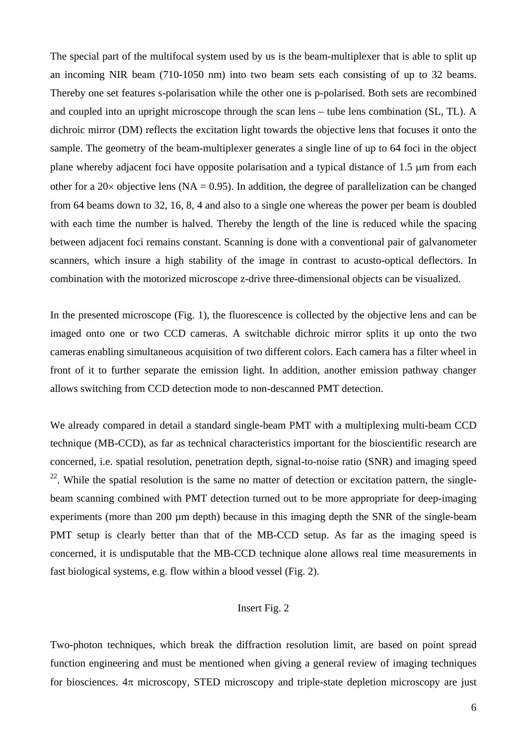The special part of the multifocal system used by us is the beam-multiplexer that is able to split up an incoming NIR beam (710-1050 nm) into two beam sets each consisting of up to 32 beams. Thereby one set features s-polarisation while the other one is p-polarised. Both sets are recombined and coupled into an upright microscope through the scan lens – tube lens combination (SL, TL). A dichroic mirror (DM) reflects the excitation light towards the objective lens that focuses it onto the sample. The geometry of the beam-multiplexer generates a single line of up to 64 foci in the object plane whereby adjacent foci have opposite polarisation and a typical distance of 1.5 μm from each other for a 20× objective lens (NA = 0.95). In addition, the degree of parallelization can be changed from 64 beams down to 32, 16, 8, 4 and also to a single one whereas the power per beam is doubled with each time the number is halved. Thereby the length of the line is reduced while the spacing between adjacent foci remains constant. Scanning is done with a conventional pair of galvanometer scanners, which insure a high stability of the image in contrast to acusto-optical deflectors. In combination with the motorized microscope z-drive three-dimensional objects can be visualized.

In the presented microscope (Fig. 1), the fluorescence is collected by the objective lens and can be imaged onto one or two CCD cameras. A switchable dichroic mirror splits it up onto the two cameras enabling simultaneous acquisition of two different colors. Each camera has a filter wheel in front of it to further separate the emission light. In addition, another emission pathway changer allows switching from CCD detection mode to non-descanned PMT detection.

We already compared in detail a standard single-beam PMT with a multiplexing multi-beam CCD technique (MB-CCD), as far as technical characteristics important for the bioscientific research are concerned, i.e. spatial resolution, penetration depth, signal-to-noise ratio (SNR) and imaging speed [22]. While the spatial resolution is the same no matter of detection or excitation pattern, the single-beam scanning combined with PMT detection turned out to be more appropriate for deep-imaging experiments (more than 200 μm depth) because in this imaging depth the SNR of the single-beam PMT setup is clearly better than that of the MB-CCD setup. As far as the imaging speed is concerned, it is undisputable that the MB-CCD technique alone allows real time measurements in fast biological systems, e.g. flow within a blood vessel (Fig. 2).

Insert Fig. 2

Two-photon techniques, which break the diffraction resolution limit, are based on point spread function engineering and must be mentioned when giving a general review of imaging techniques for biosciences. 4π microscopy, STED microscopy and triple-state depletion microscopy are just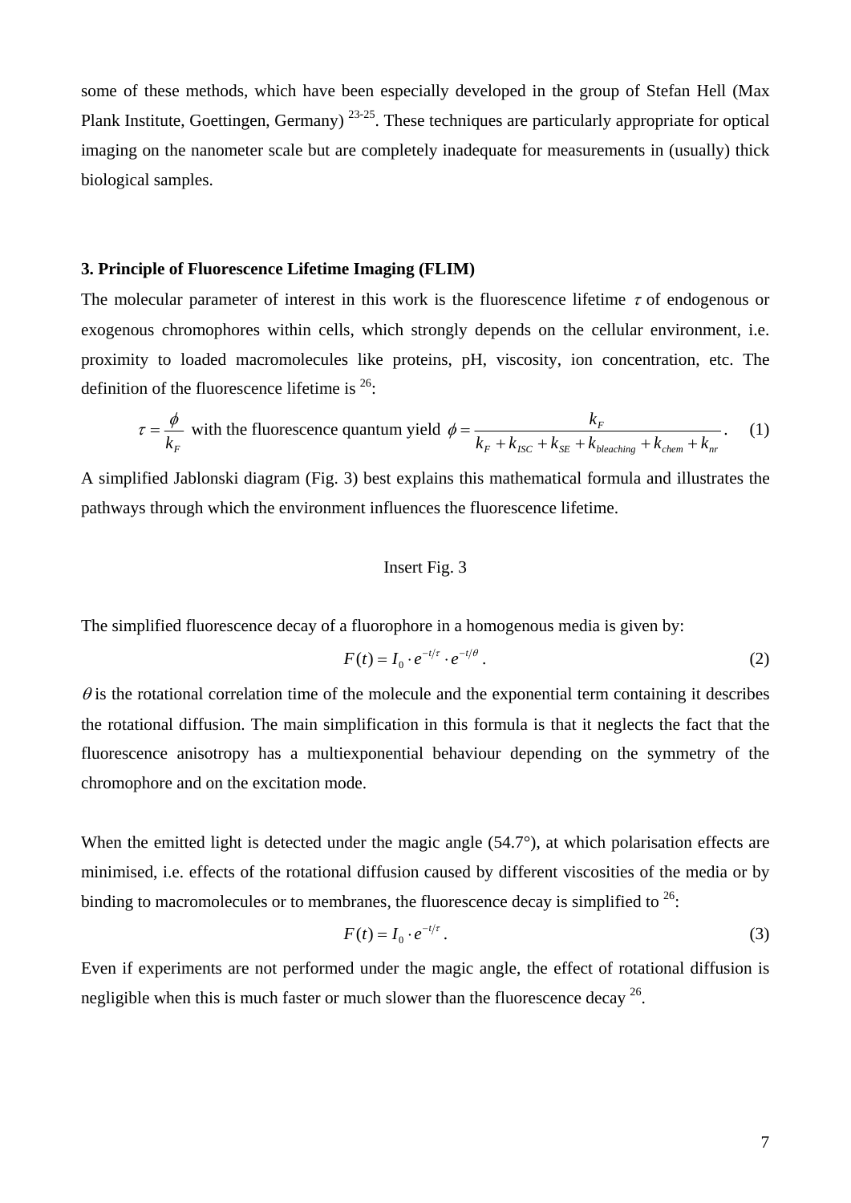some of these methods, which have been especially developed in the group of Stefan Hell (Max Plank Institute, Goettingen, Germany) [23-25]. These techniques are particularly appropriate for optical imaging on the nanometer scale but are completely inadequate for measurements in (usually) thick biological samples.

### 3. Principle of Fluorescence Lifetime Imaging (FLIM)

The molecular parameter of interest in this work is the fluorescence lifetime $\tau$ of endogenous or exogenous chromophores within cells, which strongly depends on the cellular environment, i.e. proximity to loaded macromolecules like proteins, pH, viscosity, ion concentration, etc. The definition of the fluorescence lifetime is [26]:

$$\tau = \frac{\phi}{k_F} \text{ with the fluorescence quantum yield } \phi = \frac{k_F}{k_F + k_{ISC} + k_{SE} + k_{bleaching} + k_{chem} + k_{nr}}. \quad (1)$$

A simplified Jablonski diagram (Fig. 3) best explains this mathematical formula and illustrates the pathways through which the environment influences the fluorescence lifetime.

Insert Fig. 3

The simplified fluorescence decay of a fluorophore in a homogenous media is given by:

$$F(t) = I_0 \cdot e^{-t/\tau} \cdot e^{-t/\theta}. \quad (2)$$

$\theta$ is the rotational correlation time of the molecule and the exponential term containing it describes the rotational diffusion. The main simplification in this formula is that it neglects the fact that the fluorescence anisotropy has a multiexponential behaviour depending on the symmetry of the chromophore and on the excitation mode.

When the emitted light is detected under the magic angle (54.7°), at which polarisation effects are minimised, i.e. effects of the rotational diffusion caused by different viscosities of the media or by binding to macromolecules or to membranes, the fluorescence decay is simplified to [26]:

$$F(t) = I_0 \cdot e^{-t/\tau}. \quad (3)$$

Even if experiments are not performed under the magic angle, the effect of rotational diffusion is negligible when this is much faster or much slower than the fluorescence decay [26].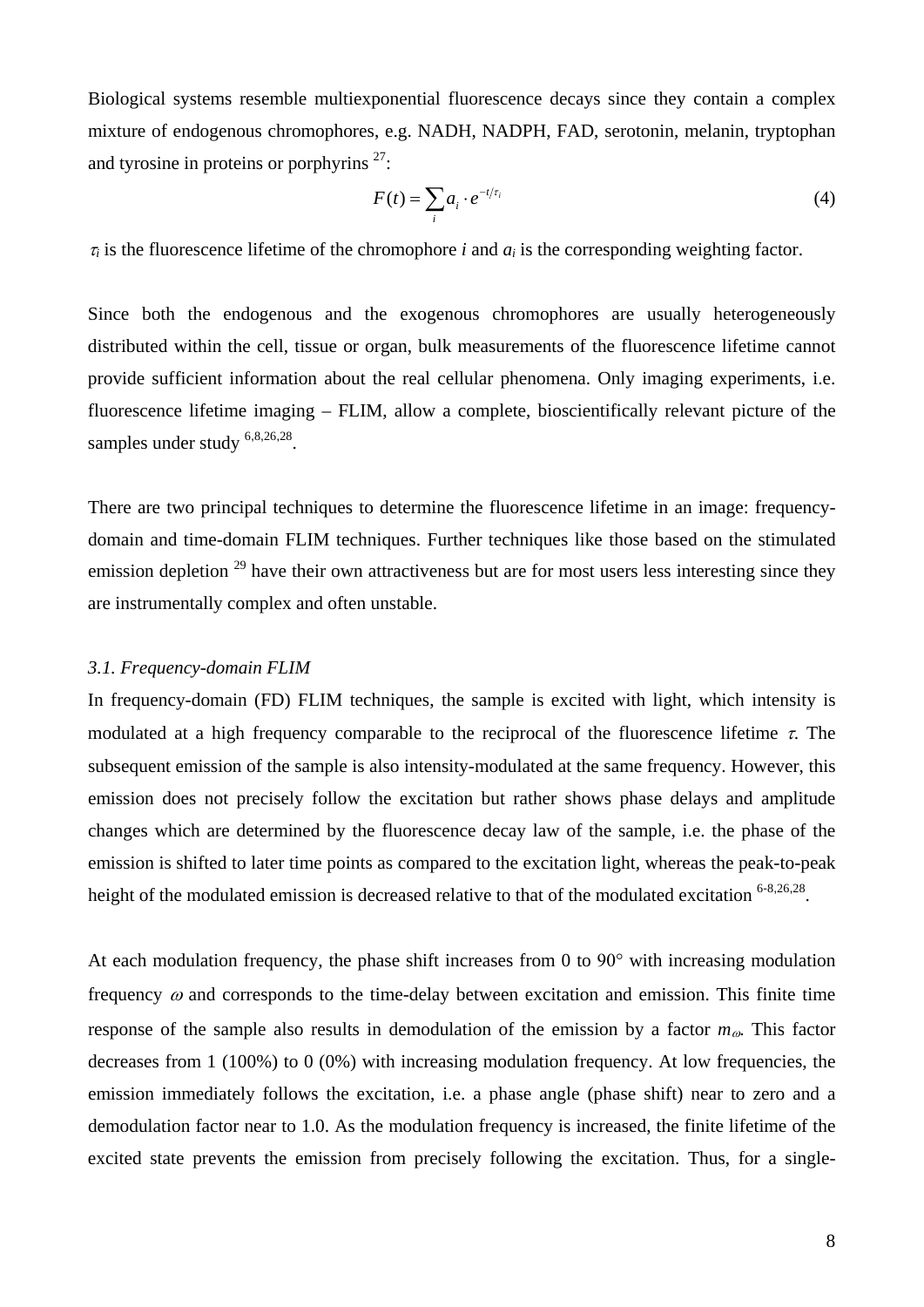Biological systems resemble multiexponential fluorescence decays since they contain a complex mixture of endogenous chromophores, e.g. NADH, NADPH, FAD, serotonin, melanin, tryptophan and tyrosine in proteins or porphyrins [27]:

$$F(t) = \sum_i a_i \cdot e^{-t/\tau_i} \tag{4}$$

$\tau_i$ is the fluorescence lifetime of the chromophore $i$ and $a_i$ is the corresponding weighting factor.

Since both the endogenous and the exogenous chromophores are usually heterogeneously distributed within the cell, tissue or organ, bulk measurements of the fluorescence lifetime cannot provide sufficient information about the real cellular phenomena. Only imaging experiments, i.e. fluorescence lifetime imaging – FLIM, allow a complete, bioscientifically relevant picture of the samples under study [6,8,26,28].

There are two principal techniques to determine the fluorescence lifetime in an image: frequency-domain and time-domain FLIM techniques. Further techniques like those based on the stimulated emission depletion [29] have their own attractiveness but are for most users less interesting since they are instrumentally complex and often unstable.

*3.1. Frequency-domain FLIM*

In frequency-domain (FD) FLIM techniques, the sample is excited with light, which intensity is modulated at a high frequency comparable to the reciprocal of the fluorescence lifetime $\tau$. The subsequent emission of the sample is also intensity-modulated at the same frequency. However, this emission does not precisely follow the excitation but rather shows phase delays and amplitude changes which are determined by the fluorescence decay law of the sample, i.e. the phase of the emission is shifted to later time points as compared to the excitation light, whereas the peak-to-peak height of the modulated emission is decreased relative to that of the modulated excitation [6-8,26,28].

At each modulation frequency, the phase shift increases from 0 to 90° with increasing modulation frequency $\omega$ and corresponds to the time-delay between excitation and emission. This finite time response of the sample also results in demodulation of the emission by a factor $m_\omega$. This factor decreases from 1 (100%) to 0 (0%) with increasing modulation frequency. At low frequencies, the emission immediately follows the excitation, i.e. a phase angle (phase shift) near to zero and a demodulation factor near to 1.0. As the modulation frequency is increased, the finite lifetime of the excited state prevents the emission from precisely following the excitation. Thus, for a single-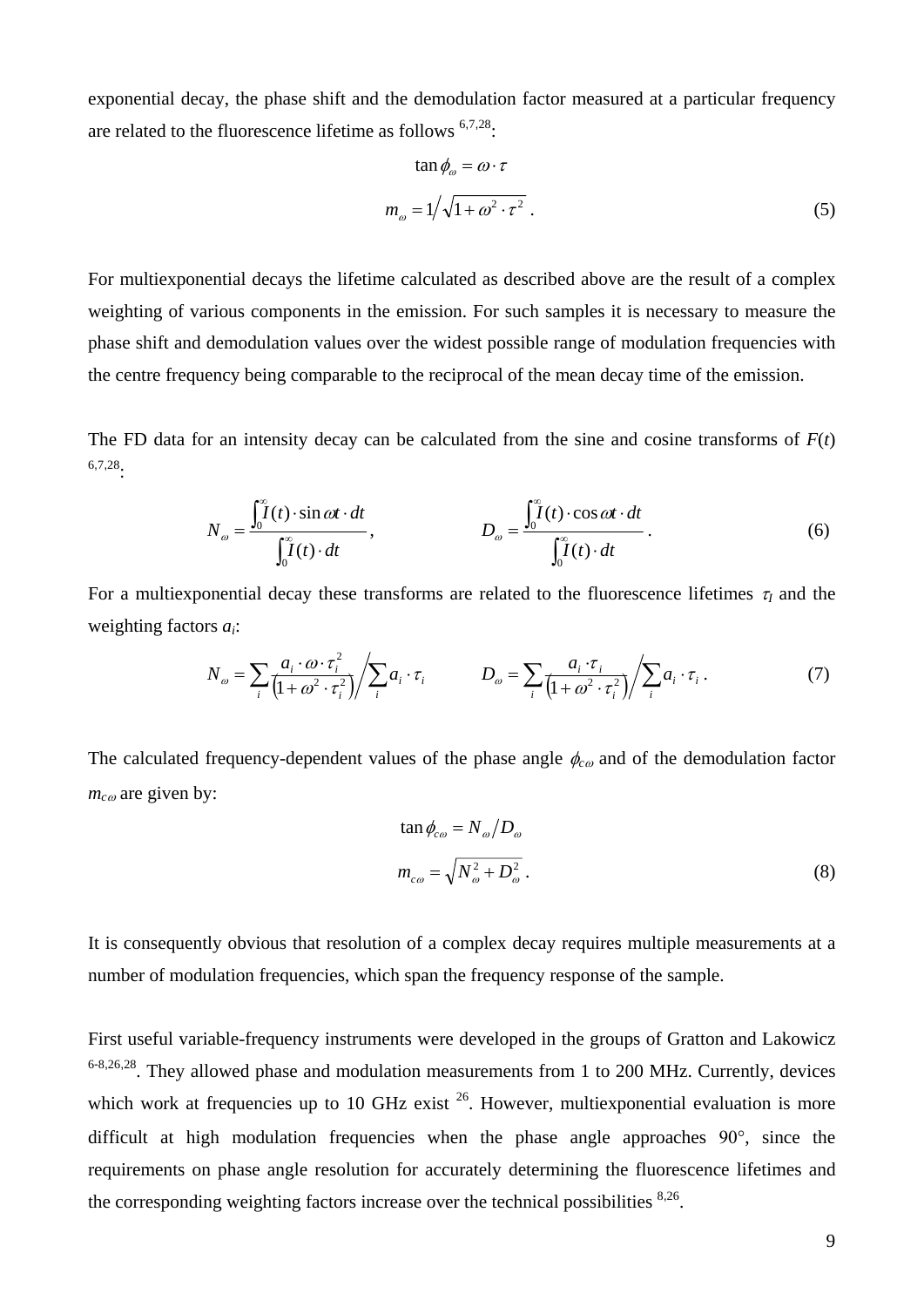exponential decay, the phase shift and the demodulation factor measured at a particular frequency are related to the fluorescence lifetime as follows [6,7,28]:

$$\tan\phi_\omega = \omega \cdot \tau$$

$$m_\omega = 1\Big/\sqrt{1+\omega^2 \cdot \tau^2}\ . \tag{5}$$

For multiexponential decays the lifetime calculated as described above are the result of a complex weighting of various components in the emission. For such samples it is necessary to measure the phase shift and demodulation values over the widest possible range of modulation frequencies with the centre frequency being comparable to the reciprocal of the mean decay time of the emission.

The FD data for an intensity decay can be calculated from the sine and cosine transforms of $F(t)$ [6,7,28]:

$$N_\omega = \frac{\int_0^\infty I(t)\cdot \sin\omega t \cdot dt}{\int_0^\infty I(t)\cdot dt}, \qquad D_\omega = \frac{\int_0^\infty I(t)\cdot \cos\omega t \cdot dt}{\int_0^\infty I(t)\cdot dt}\ . \tag{6}$$

For a multiexponential decay these transforms are related to the fluorescence lifetimes $\tau_I$ and the weighting factors $a_i$:

$$N_\omega = \sum_i \frac{a_i \cdot \omega \cdot \tau_i^2}{\left(1+\omega^2\cdot\tau_i^2\right)} \Big/ \sum_i a_i \cdot \tau_i \qquad D_\omega = \sum_i \frac{a_i \cdot \tau_i}{\left(1+\omega^2\cdot\tau_i^2\right)} \Big/ \sum_i a_i \cdot \tau_i\ . \tag{7}$$

The calculated frequency-dependent values of the phase angle $\phi_{c\omega}$ and of the demodulation factor $m_{c\omega}$ are given by:

$$\tan\phi_{c\omega} = N_\omega / D_\omega$$

$$m_{c\omega} = \sqrt{N_\omega^2 + D_\omega^2}\ . \tag{8}$$

It is consequently obvious that resolution of a complex decay requires multiple measurements at a number of modulation frequencies, which span the frequency response of the sample.

First useful variable-frequency instruments were developed in the groups of Gratton and Lakowicz [6-8,26,28]. They allowed phase and modulation measurements from 1 to 200 MHz. Currently, devices which work at frequencies up to 10 GHz exist [26]. However, multiexponential evaluation is more difficult at high modulation frequencies when the phase angle approaches 90°, since the requirements on phase angle resolution for accurately determining the fluorescence lifetimes and the corresponding weighting factors increase over the technical possibilities [8,26].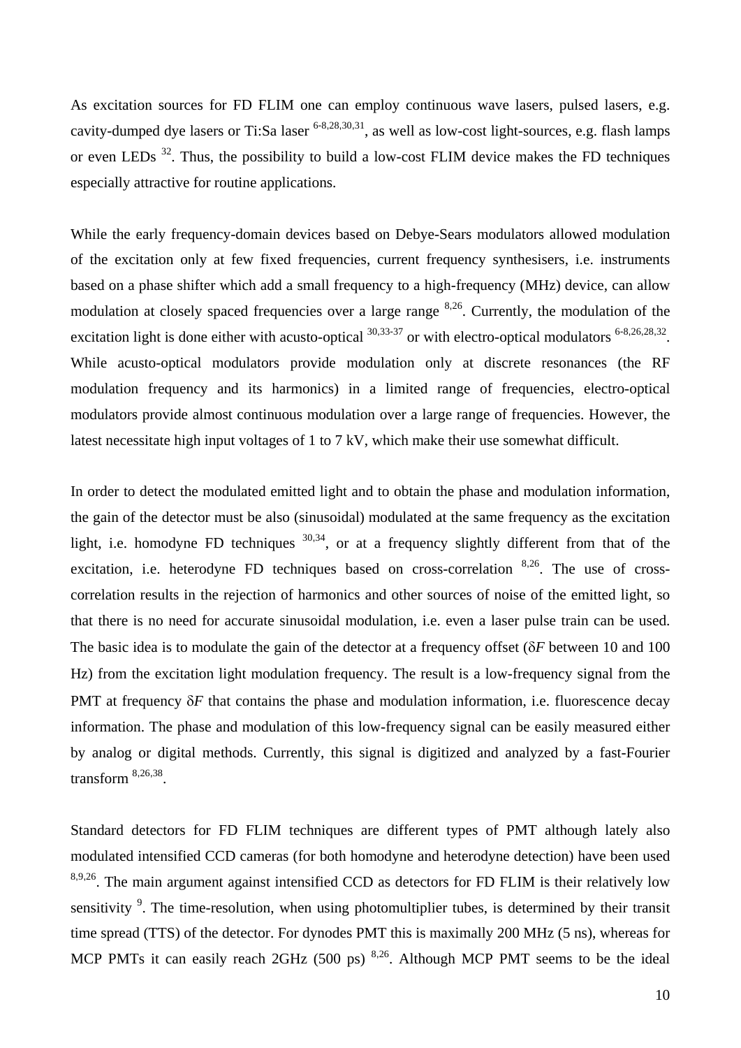As excitation sources for FD FLIM one can employ continuous wave lasers, pulsed lasers, e.g. cavity-dumped dye lasers or Ti:Sa laser [6-8,28,30,31], as well as low-cost light-sources, e.g. flash lamps or even LEDs [32]. Thus, the possibility to build a low-cost FLIM device makes the FD techniques especially attractive for routine applications.

While the early frequency-domain devices based on Debye-Sears modulators allowed modulation of the excitation only at few fixed frequencies, current frequency synthesisers, i.e. instruments based on a phase shifter which add a small frequency to a high-frequency (MHz) device, can allow modulation at closely spaced frequencies over a large range [8,26]. Currently, the modulation of the excitation light is done either with acusto-optical [30,33-37] or with electro-optical modulators [6-8,26,28,32]. While acusto-optical modulators provide modulation only at discrete resonances (the RF modulation frequency and its harmonics) in a limited range of frequencies, electro-optical modulators provide almost continuous modulation over a large range of frequencies. However, the latest necessitate high input voltages of 1 to 7 kV, which make their use somewhat difficult.

In order to detect the modulated emitted light and to obtain the phase and modulation information, the gain of the detector must be also (sinusoidal) modulated at the same frequency as the excitation light, i.e. homodyne FD techniques [30,34], or at a frequency slightly different from that of the excitation, i.e. heterodyne FD techniques based on cross-correlation [8,26]. The use of cross-correlation results in the rejection of harmonics and other sources of noise of the emitted light, so that there is no need for accurate sinusoidal modulation, i.e. even a laser pulse train can be used. The basic idea is to modulate the gain of the detector at a frequency offset ($\delta F$ between 10 and 100 Hz) from the excitation light modulation frequency. The result is a low-frequency signal from the PMT at frequency $\delta F$ that contains the phase and modulation information, i.e. fluorescence decay information. The phase and modulation of this low-frequency signal can be easily measured either by analog or digital methods. Currently, this signal is digitized and analyzed by a fast-Fourier transform [8,26,38].

Standard detectors for FD FLIM techniques are different types of PMT although lately also modulated intensified CCD cameras (for both homodyne and heterodyne detection) have been used [8,9,26]. The main argument against intensified CCD as detectors for FD FLIM is their relatively low sensitivity [9]. The time-resolution, when using photomultiplier tubes, is determined by their transit time spread (TTS) of the detector. For dynodes PMT this is maximally 200 MHz (5 ns), whereas for MCP PMTs it can easily reach 2GHz (500 ps) [8,26]. Although MCP PMT seems to be the ideal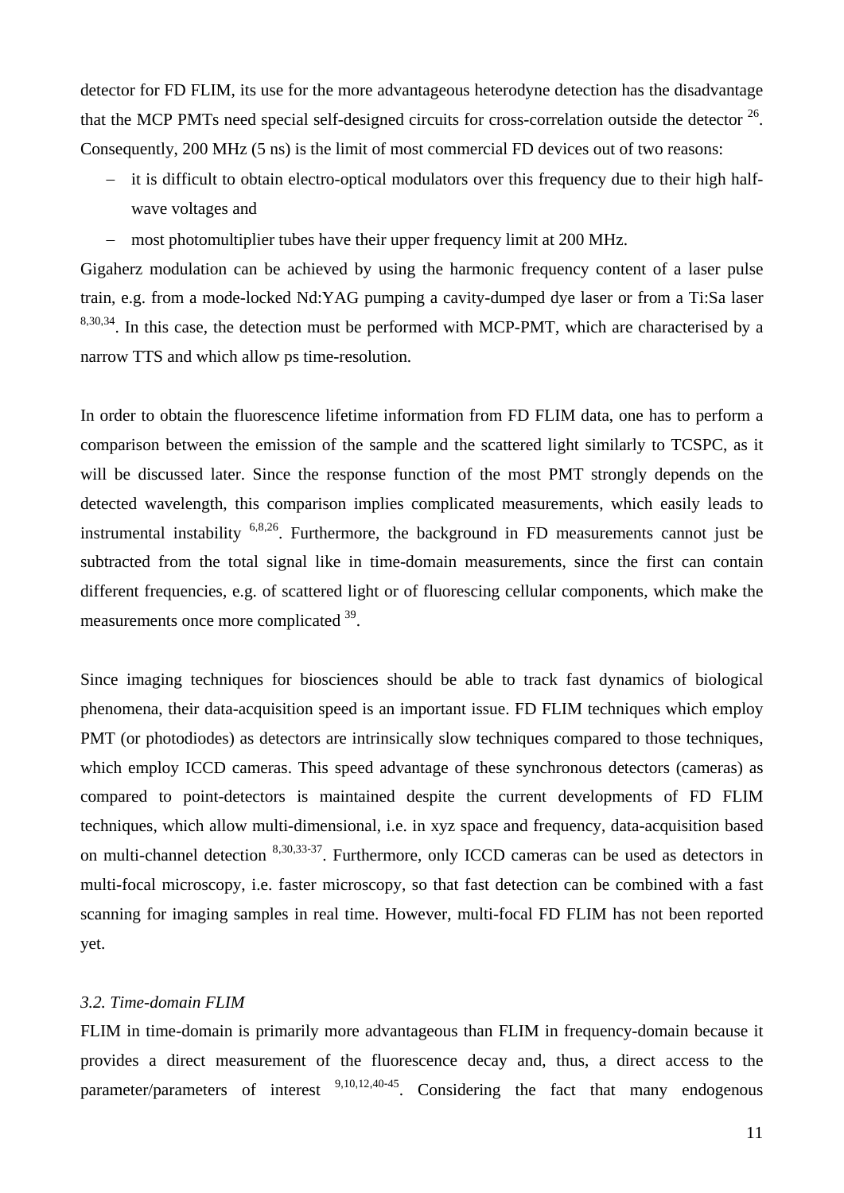detector for FD FLIM, its use for the more advantageous heterodyne detection has the disadvantage that the MCP PMTs need special self-designed circuits for cross-correlation outside the detector [26]. Consequently, 200 MHz (5 ns) is the limit of most commercial FD devices out of two reasons:

- it is difficult to obtain electro-optical modulators over this frequency due to their high half-wave voltages and
- most photomultiplier tubes have their upper frequency limit at 200 MHz.

Gigaherz modulation can be achieved by using the harmonic frequency content of a laser pulse train, e.g. from a mode-locked Nd:YAG pumping a cavity-dumped dye laser or from a Ti:Sa laser [8,30,34]. In this case, the detection must be performed with MCP-PMT, which are characterised by a narrow TTS and which allow ps time-resolution.

In order to obtain the fluorescence lifetime information from FD FLIM data, one has to perform a comparison between the emission of the sample and the scattered light similarly to TCSPC, as it will be discussed later. Since the response function of the most PMT strongly depends on the detected wavelength, this comparison implies complicated measurements, which easily leads to instrumental instability [6,8,26]. Furthermore, the background in FD measurements cannot just be subtracted from the total signal like in time-domain measurements, since the first can contain different frequencies, e.g. of scattered light or of fluorescing cellular components, which make the measurements once more complicated [39].

Since imaging techniques for biosciences should be able to track fast dynamics of biological phenomena, their data-acquisition speed is an important issue. FD FLIM techniques which employ PMT (or photodiodes) as detectors are intrinsically slow techniques compared to those techniques, which employ ICCD cameras. This speed advantage of these synchronous detectors (cameras) as compared to point-detectors is maintained despite the current developments of FD FLIM techniques, which allow multi-dimensional, i.e. in xyz space and frequency, data-acquisition based on multi-channel detection [8,30,33-37]. Furthermore, only ICCD cameras can be used as detectors in multi-focal microscopy, i.e. faster microscopy, so that fast detection can be combined with a fast scanning for imaging samples in real time. However, multi-focal FD FLIM has not been reported yet.

### *3.2. Time-domain FLIM*

FLIM in time-domain is primarily more advantageous than FLIM in frequency-domain because it provides a direct measurement of the fluorescence decay and, thus, a direct access to the parameter/parameters of interest [9,10,12,40-45]. Considering the fact that many endogenous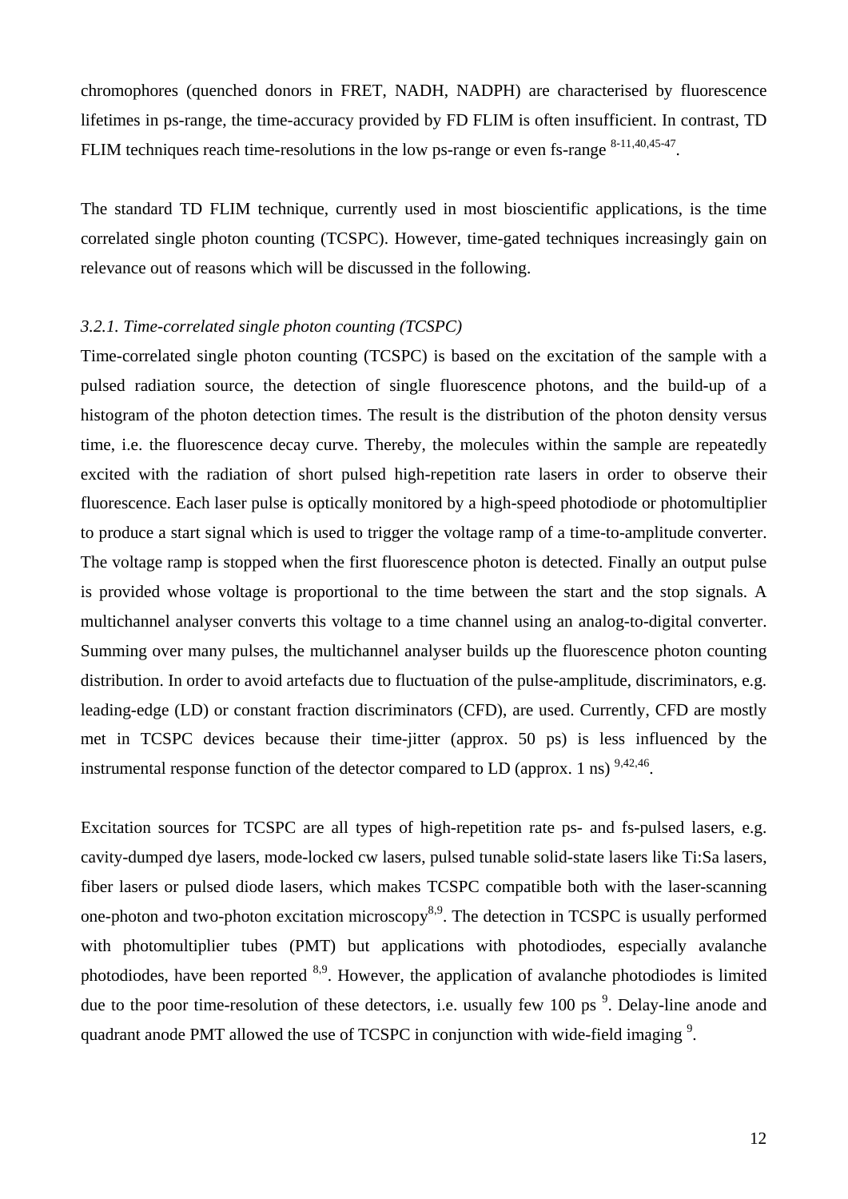chromophores (quenched donors in FRET, NADH, NADPH) are characterised by fluorescence lifetimes in ps-range, the time-accuracy provided by FD FLIM is often insufficient. In contrast, TD FLIM techniques reach time-resolutions in the low ps-range or even fs-range [8-11,40,45-47].

The standard TD FLIM technique, currently used in most bioscientific applications, is the time correlated single photon counting (TCSPC). However, time-gated techniques increasingly gain on relevance out of reasons which will be discussed in the following.

### *3.2.1. Time-correlated single photon counting (TCSPC)*

Time-correlated single photon counting (TCSPC) is based on the excitation of the sample with a pulsed radiation source, the detection of single fluorescence photons, and the build-up of a histogram of the photon detection times. The result is the distribution of the photon density versus time, i.e. the fluorescence decay curve. Thereby, the molecules within the sample are repeatedly excited with the radiation of short pulsed high-repetition rate lasers in order to observe their fluorescence. Each laser pulse is optically monitored by a high-speed photodiode or photomultiplier to produce a start signal which is used to trigger the voltage ramp of a time-to-amplitude converter. The voltage ramp is stopped when the first fluorescence photon is detected. Finally an output pulse is provided whose voltage is proportional to the time between the start and the stop signals. A multichannel analyser converts this voltage to a time channel using an analog-to-digital converter. Summing over many pulses, the multichannel analyser builds up the fluorescence photon counting distribution. In order to avoid artefacts due to fluctuation of the pulse-amplitude, discriminators, e.g. leading-edge (LD) or constant fraction discriminators (CFD), are used. Currently, CFD are mostly met in TCSPC devices because their time-jitter (approx. 50 ps) is less influenced by the instrumental response function of the detector compared to LD (approx. 1 ns) [9,42,46].

Excitation sources for TCSPC are all types of high-repetition rate ps- and fs-pulsed lasers, e.g. cavity-dumped dye lasers, mode-locked cw lasers, pulsed tunable solid-state lasers like Ti:Sa lasers, fiber lasers or pulsed diode lasers, which makes TCSPC compatible both with the laser-scanning one-photon and two-photon excitation microscopy[8,9]. The detection in TCSPC is usually performed with photomultiplier tubes (PMT) but applications with photodiodes, especially avalanche photodiodes, have been reported [8,9]. However, the application of avalanche photodiodes is limited due to the poor time-resolution of these detectors, i.e. usually few 100 ps [9]. Delay-line anode and quadrant anode PMT allowed the use of TCSPC in conjunction with wide-field imaging [9].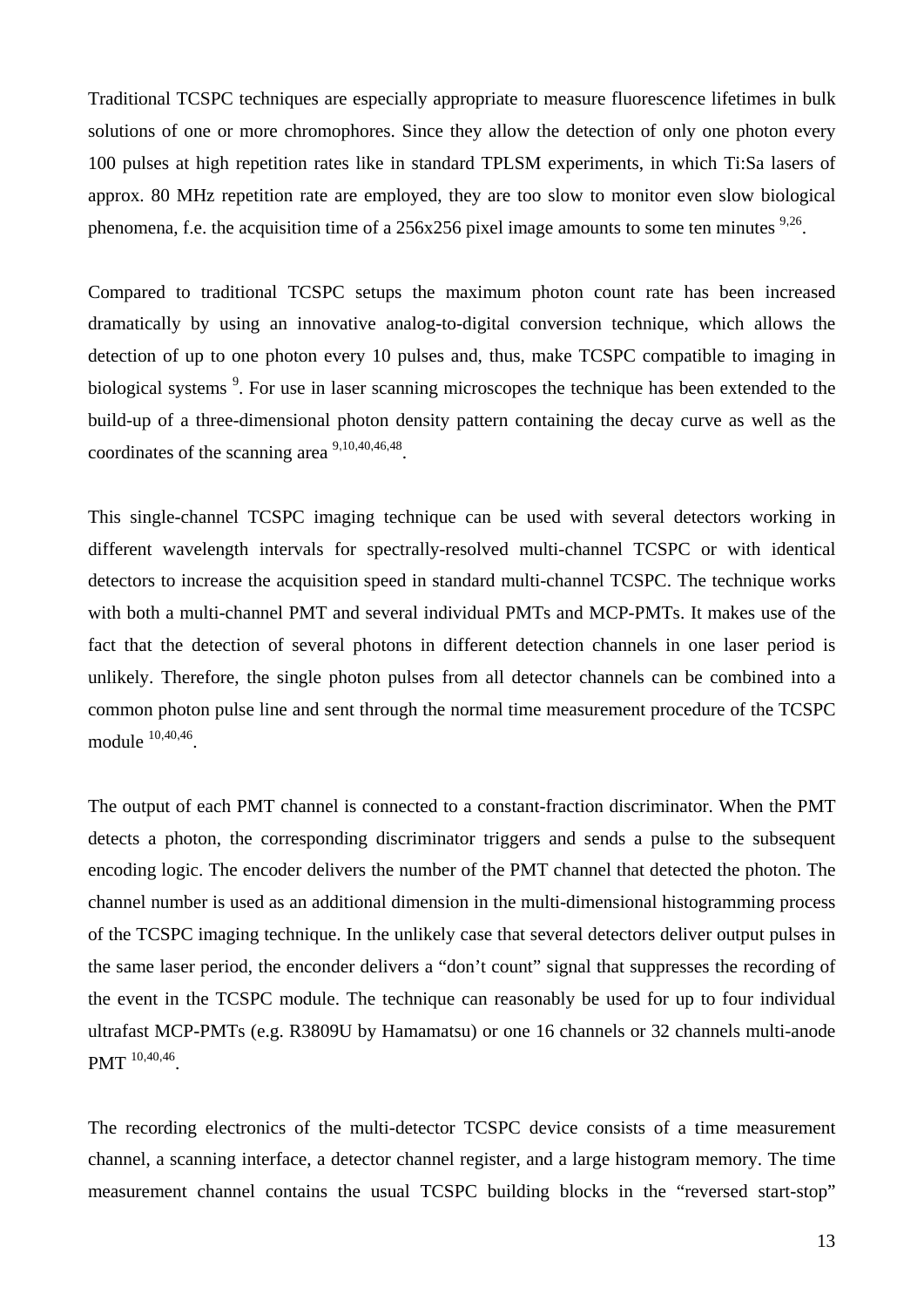Traditional TCSPC techniques are especially appropriate to measure fluorescence lifetimes in bulk solutions of one or more chromophores. Since they allow the detection of only one photon every 100 pulses at high repetition rates like in standard TPLSM experiments, in which Ti:Sa lasers of approx. 80 MHz repetition rate are employed, they are too slow to monitor even slow biological phenomena, f.e. the acquisition time of a 256x256 pixel image amounts to some ten minutes [9,26].

Compared to traditional TCSPC setups the maximum photon count rate has been increased dramatically by using an innovative analog-to-digital conversion technique, which allows the detection of up to one photon every 10 pulses and, thus, make TCSPC compatible to imaging in biological systems [9]. For use in laser scanning microscopes the technique has been extended to the build-up of a three-dimensional photon density pattern containing the decay curve as well as the coordinates of the scanning area [9,10,40,46,48].

This single-channel TCSPC imaging technique can be used with several detectors working in different wavelength intervals for spectrally-resolved multi-channel TCSPC or with identical detectors to increase the acquisition speed in standard multi-channel TCSPC. The technique works with both a multi-channel PMT and several individual PMTs and MCP-PMTs. It makes use of the fact that the detection of several photons in different detection channels in one laser period is unlikely. Therefore, the single photon pulses from all detector channels can be combined into a common photon pulse line and sent through the normal time measurement procedure of the TCSPC module [10,40,46].

The output of each PMT channel is connected to a constant-fraction discriminator. When the PMT detects a photon, the corresponding discriminator triggers and sends a pulse to the subsequent encoding logic. The encoder delivers the number of the PMT channel that detected the photon. The channel number is used as an additional dimension in the multi-dimensional histogramming process of the TCSPC imaging technique. In the unlikely case that several detectors deliver output pulses in the same laser period, the enconder delivers a “don’t count” signal that suppresses the recording of the event in the TCSPC module. The technique can reasonably be used for up to four individual ultrafast MCP-PMTs (e.g. R3809U by Hamamatsu) or one 16 channels or 32 channels multi-anode PMT [10,40,46].

The recording electronics of the multi-detector TCSPC device consists of a time measurement channel, a scanning interface, a detector channel register, and a large histogram memory. The time measurement channel contains the usual TCSPC building blocks in the “reversed start-stop”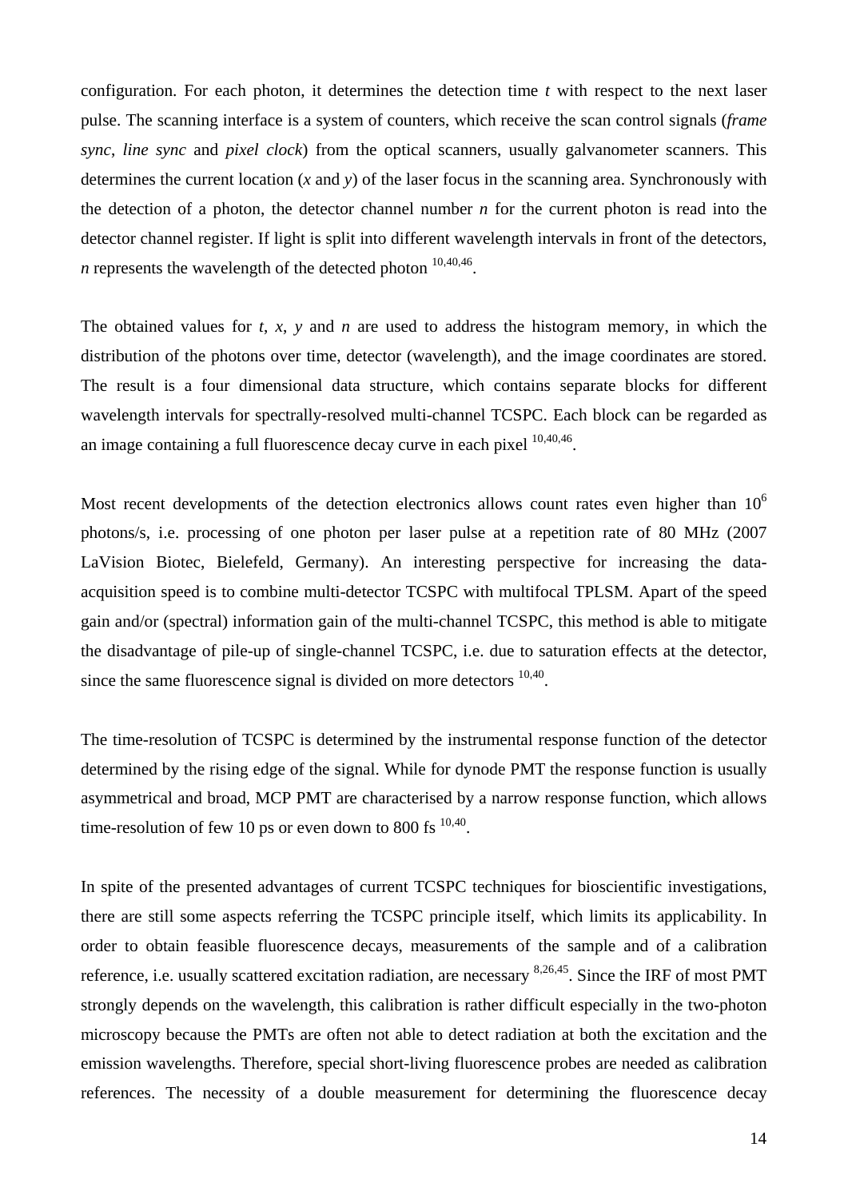configuration. For each photon, it determines the detection time *t* with respect to the next laser pulse. The scanning interface is a system of counters, which receive the scan control signals (*frame sync*, *line sync* and *pixel clock*) from the optical scanners, usually galvanometer scanners. This determines the current location (*x* and *y*) of the laser focus in the scanning area. Synchronously with the detection of a photon, the detector channel number *n* for the current photon is read into the detector channel register. If light is split into different wavelength intervals in front of the detectors, *n* represents the wavelength of the detected photon [10,40,46].

The obtained values for *t*, *x*, *y* and *n* are used to address the histogram memory, in which the distribution of the photons over time, detector (wavelength), and the image coordinates are stored. The result is a four dimensional data structure, which contains separate blocks for different wavelength intervals for spectrally-resolved multi-channel TCSPC. Each block can be regarded as an image containing a full fluorescence decay curve in each pixel [10,40,46].

Most recent developments of the detection electronics allows count rates even higher than $10^6$ photons/s, i.e. processing of one photon per laser pulse at a repetition rate of 80 MHz (2007 LaVision Biotec, Bielefeld, Germany). An interesting perspective for increasing the data-acquisition speed is to combine multi-detector TCSPC with multifocal TPLSM. Apart of the speed gain and/or (spectral) information gain of the multi-channel TCSPC, this method is able to mitigate the disadvantage of pile-up of single-channel TCSPC, i.e. due to saturation effects at the detector, since the same fluorescence signal is divided on more detectors [10,40].

The time-resolution of TCSPC is determined by the instrumental response function of the detector determined by the rising edge of the signal. While for dynode PMT the response function is usually asymmetrical and broad, MCP PMT are characterised by a narrow response function, which allows time-resolution of few 10 ps or even down to 800 fs [10,40].

In spite of the presented advantages of current TCSPC techniques for bioscientific investigations, there are still some aspects referring the TCSPC principle itself, which limits its applicability. In order to obtain feasible fluorescence decays, measurements of the sample and of a calibration reference, i.e. usually scattered excitation radiation, are necessary [8,26,45]. Since the IRF of most PMT strongly depends on the wavelength, this calibration is rather difficult especially in the two-photon microscopy because the PMTs are often not able to detect radiation at both the excitation and the emission wavelengths. Therefore, special short-living fluorescence probes are needed as calibration references. The necessity of a double measurement for determining the fluorescence decay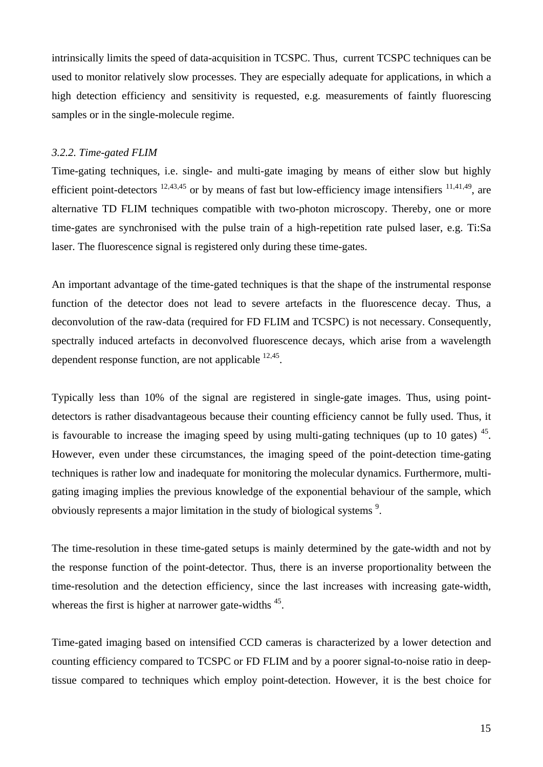intrinsically limits the speed of data-acquisition in TCSPC. Thus, current TCSPC techniques can be used to monitor relatively slow processes. They are especially adequate for applications, in which a high detection efficiency and sensitivity is requested, e.g. measurements of faintly fluorescing samples or in the single-molecule regime.

### *3.2.2. Time-gated FLIM*

Time-gating techniques, i.e. single- and multi-gate imaging by means of either slow but highly efficient point-detectors [12,43,45] or by means of fast but low-efficiency image intensifiers [11,41,49], are alternative TD FLIM techniques compatible with two-photon microscopy. Thereby, one or more time-gates are synchronised with the pulse train of a high-repetition rate pulsed laser, e.g. Ti:Sa laser. The fluorescence signal is registered only during these time-gates.

An important advantage of the time-gated techniques is that the shape of the instrumental response function of the detector does not lead to severe artefacts in the fluorescence decay. Thus, a deconvolution of the raw-data (required for FD FLIM and TCSPC) is not necessary. Consequently, spectrally induced artefacts in deconvolved fluorescence decays, which arise from a wavelength dependent response function, are not applicable [12,45].

Typically less than 10% of the signal are registered in single-gate images. Thus, using point-detectors is rather disadvantageous because their counting efficiency cannot be fully used. Thus, it is favourable to increase the imaging speed by using multi-gating techniques (up to 10 gates) [45]. However, even under these circumstances, the imaging speed of the point-detection time-gating techniques is rather low and inadequate for monitoring the molecular dynamics. Furthermore, multi-gating imaging implies the previous knowledge of the exponential behaviour of the sample, which obviously represents a major limitation in the study of biological systems [9].

The time-resolution in these time-gated setups is mainly determined by the gate-width and not by the response function of the point-detector. Thus, there is an inverse proportionality between the time-resolution and the detection efficiency, since the last increases with increasing gate-width, whereas the first is higher at narrower gate-widths [45].

Time-gated imaging based on intensified CCD cameras is characterized by a lower detection and counting efficiency compared to TCSPC or FD FLIM and by a poorer signal-to-noise ratio in deep-tissue compared to techniques which employ point-detection. However, it is the best choice for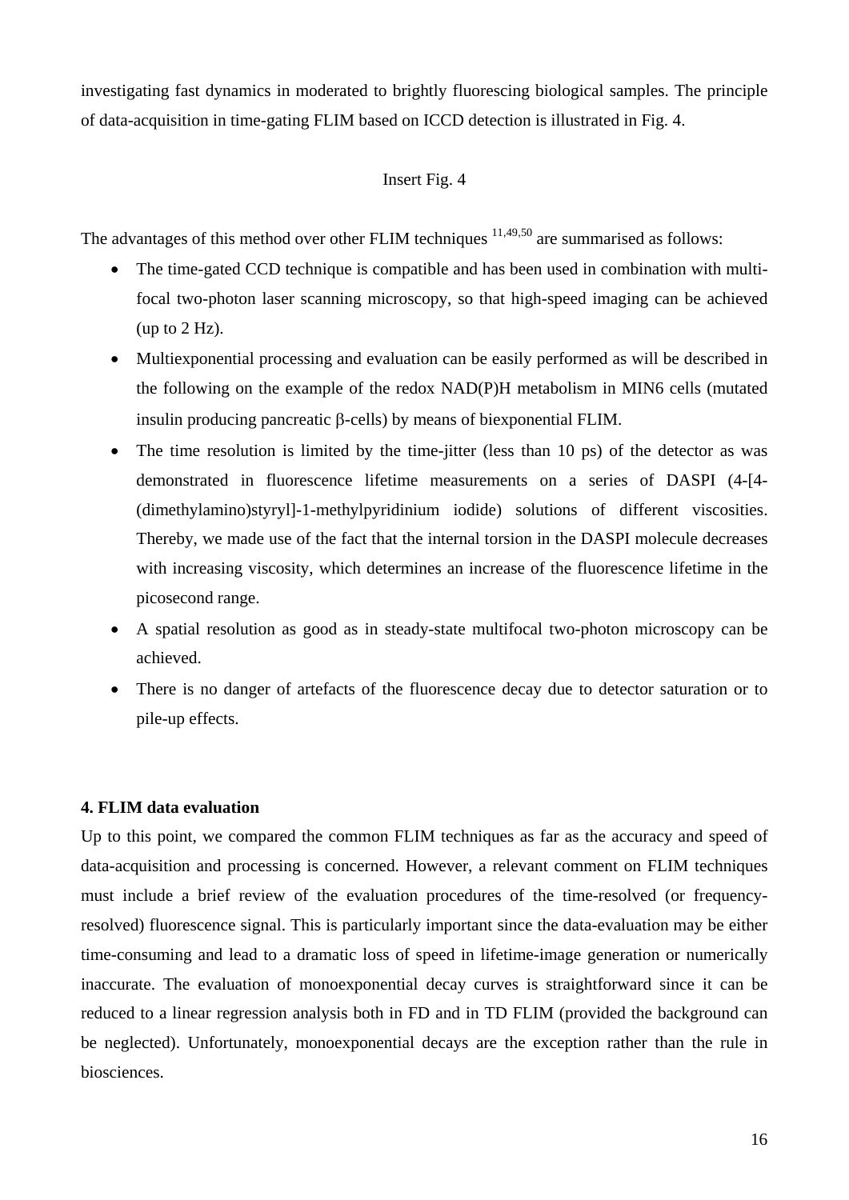investigating fast dynamics in moderated to brightly fluorescing biological samples. The principle of data-acquisition in time-gating FLIM based on ICCD detection is illustrated in Fig. 4.

Insert Fig. 4

The advantages of this method over other FLIM techniques [11,49,50] are summarised as follows:

- The time-gated CCD technique is compatible and has been used in combination with multi-focal two-photon laser scanning microscopy, so that high-speed imaging can be achieved (up to 2 Hz).
- Multiexponential processing and evaluation can be easily performed as will be described in the following on the example of the redox NAD(P)H metabolism in MIN6 cells (mutated insulin producing pancreatic β-cells) by means of biexponential FLIM.
- The time resolution is limited by the time-jitter (less than 10 ps) of the detector as was demonstrated in fluorescence lifetime measurements on a series of DASPI (4-[4-(dimethylamino)styryl]-1-methylpyridinium iodide) solutions of different viscosities. Thereby, we made use of the fact that the internal torsion in the DASPI molecule decreases with increasing viscosity, which determines an increase of the fluorescence lifetime in the picosecond range.
- A spatial resolution as good as in steady-state multifocal two-photon microscopy can be achieved.
- There is no danger of artefacts of the fluorescence decay due to detector saturation or to pile-up effects.

**4. FLIM data evaluation**

Up to this point, we compared the common FLIM techniques as far as the accuracy and speed of data-acquisition and processing is concerned. However, a relevant comment on FLIM techniques must include a brief review of the evaluation procedures of the time-resolved (or frequency-resolved) fluorescence signal. This is particularly important since the data-evaluation may be either time-consuming and lead to a dramatic loss of speed in lifetime-image generation or numerically inaccurate. The evaluation of monoexponential decay curves is straightforward since it can be reduced to a linear regression analysis both in FD and in TD FLIM (provided the background can be neglected). Unfortunately, monoexponential decays are the exception rather than the rule in biosciences.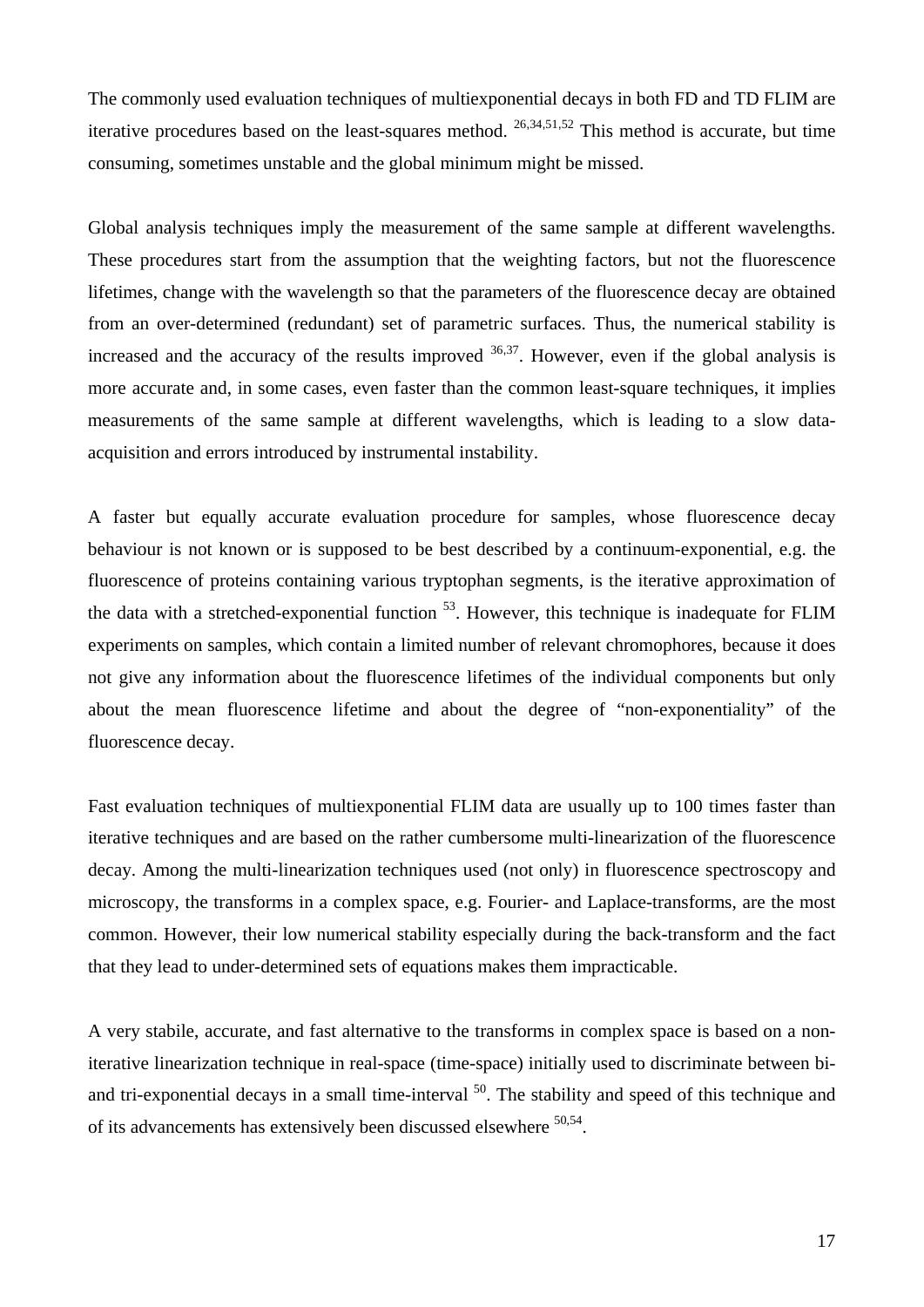The commonly used evaluation techniques of multiexponential decays in both FD and TD FLIM are iterative procedures based on the least-squares method. [26,34,51,52] This method is accurate, but time consuming, sometimes unstable and the global minimum might be missed.

Global analysis techniques imply the measurement of the same sample at different wavelengths. These procedures start from the assumption that the weighting factors, but not the fluorescence lifetimes, change with the wavelength so that the parameters of the fluorescence decay are obtained from an over-determined (redundant) set of parametric surfaces. Thus, the numerical stability is increased and the accuracy of the results improved [36,37]. However, even if the global analysis is more accurate and, in some cases, even faster than the common least-square techniques, it implies measurements of the same sample at different wavelengths, which is leading to a slow data-acquisition and errors introduced by instrumental instability.

A faster but equally accurate evaluation procedure for samples, whose fluorescence decay behaviour is not known or is supposed to be best described by a continuum-exponential, e.g. the fluorescence of proteins containing various tryptophan segments, is the iterative approximation of the data with a stretched-exponential function [53]. However, this technique is inadequate for FLIM experiments on samples, which contain a limited number of relevant chromophores, because it does not give any information about the fluorescence lifetimes of the individual components but only about the mean fluorescence lifetime and about the degree of "non-exponentiality" of the fluorescence decay.

Fast evaluation techniques of multiexponential FLIM data are usually up to 100 times faster than iterative techniques and are based on the rather cumbersome multi-linearization of the fluorescence decay. Among the multi-linearization techniques used (not only) in fluorescence spectroscopy and microscopy, the transforms in a complex space, e.g. Fourier- and Laplace-transforms, are the most common. However, their low numerical stability especially during the back-transform and the fact that they lead to under-determined sets of equations makes them impracticable.

A very stabile, accurate, and fast alternative to the transforms in complex space is based on a non-iterative linearization technique in real-space (time-space) initially used to discriminate between bi- and tri-exponential decays in a small time-interval [50]. The stability and speed of this technique and of its advancements has extensively been discussed elsewhere [50,54].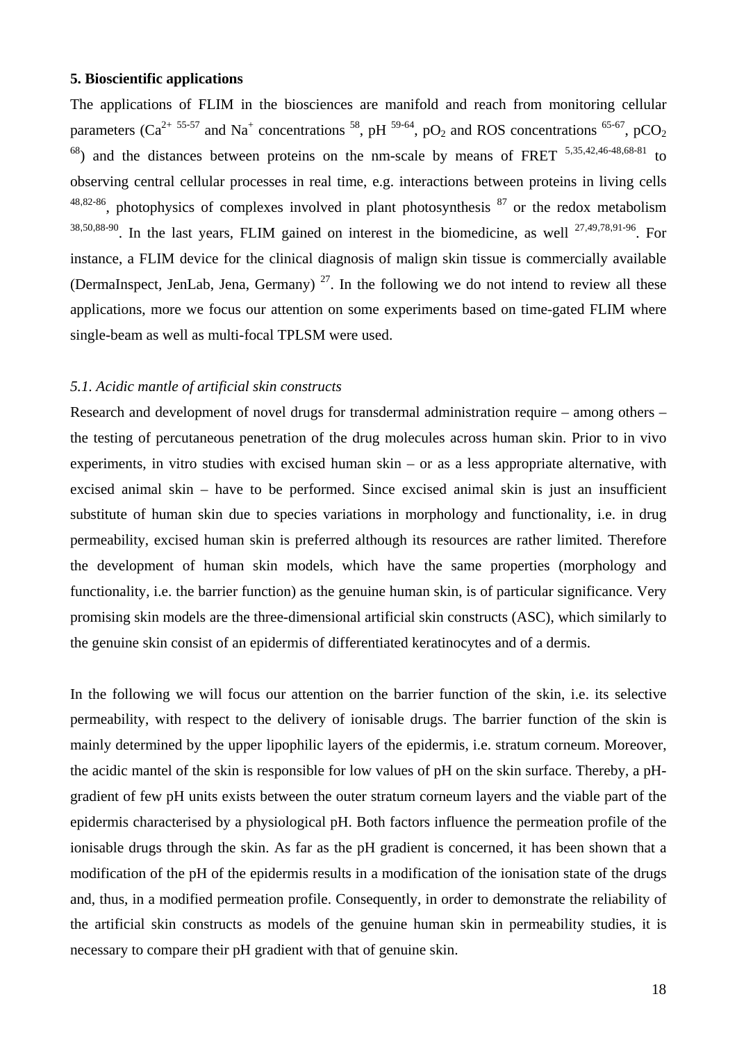## 5. Bioscientific applications

The applications of FLIM in the biosciences are manifold and reach from monitoring cellular parameters ($Ca^{2+}$ [55-57] and $Na^{+}$ concentrations [58], pH [59-64], $pO_2$ and ROS concentrations [65-67], $pCO_2$ [68]) and the distances between proteins on the nm-scale by means of FRET [5,35,42,46-48,68-81] to observing central cellular processes in real time, e.g. interactions between proteins in living cells [48,82-86], photophysics of complexes involved in plant photosynthesis [87] or the redox metabolism [38,50,88-90]. In the last years, FLIM gained on interest in the biomedicine, as well [27,49,78,91-96]. For instance, a FLIM device for the clinical diagnosis of malign skin tissue is commercially available (DermaInspect, JenLab, Jena, Germany) [27]. In the following we do not intend to review all these applications, more we focus our attention on some experiments based on time-gated FLIM where single-beam as well as multi-focal TPLSM were used.

### *5.1. Acidic mantle of artificial skin constructs*

Research and development of novel drugs for transdermal administration require – among others – the testing of percutaneous penetration of the drug molecules across human skin. Prior to in vivo experiments, in vitro studies with excised human skin – or as a less appropriate alternative, with excised animal skin – have to be performed. Since excised animal skin is just an insufficient substitute of human skin due to species variations in morphology and functionality, i.e. in drug permeability, excised human skin is preferred although its resources are rather limited. Therefore the development of human skin models, which have the same properties (morphology and functionality, i.e. the barrier function) as the genuine human skin, is of particular significance. Very promising skin models are the three-dimensional artificial skin constructs (ASC), which similarly to the genuine skin consist of an epidermis of differentiated keratinocytes and of a dermis.

In the following we will focus our attention on the barrier function of the skin, i.e. its selective permeability, with respect to the delivery of ionisable drugs. The barrier function of the skin is mainly determined by the upper lipophilic layers of the epidermis, i.e. stratum corneum. Moreover, the acidic mantel of the skin is responsible for low values of pH on the skin surface. Thereby, a pH-gradient of few pH units exists between the outer stratum corneum layers and the viable part of the epidermis characterised by a physiological pH. Both factors influence the permeation profile of the ionisable drugs through the skin. As far as the pH gradient is concerned, it has been shown that a modification of the pH of the epidermis results in a modification of the ionisation state of the drugs and, thus, in a modified permeation profile. Consequently, in order to demonstrate the reliability of the artificial skin constructs as models of the genuine human skin in permeability studies, it is necessary to compare their pH gradient with that of genuine skin.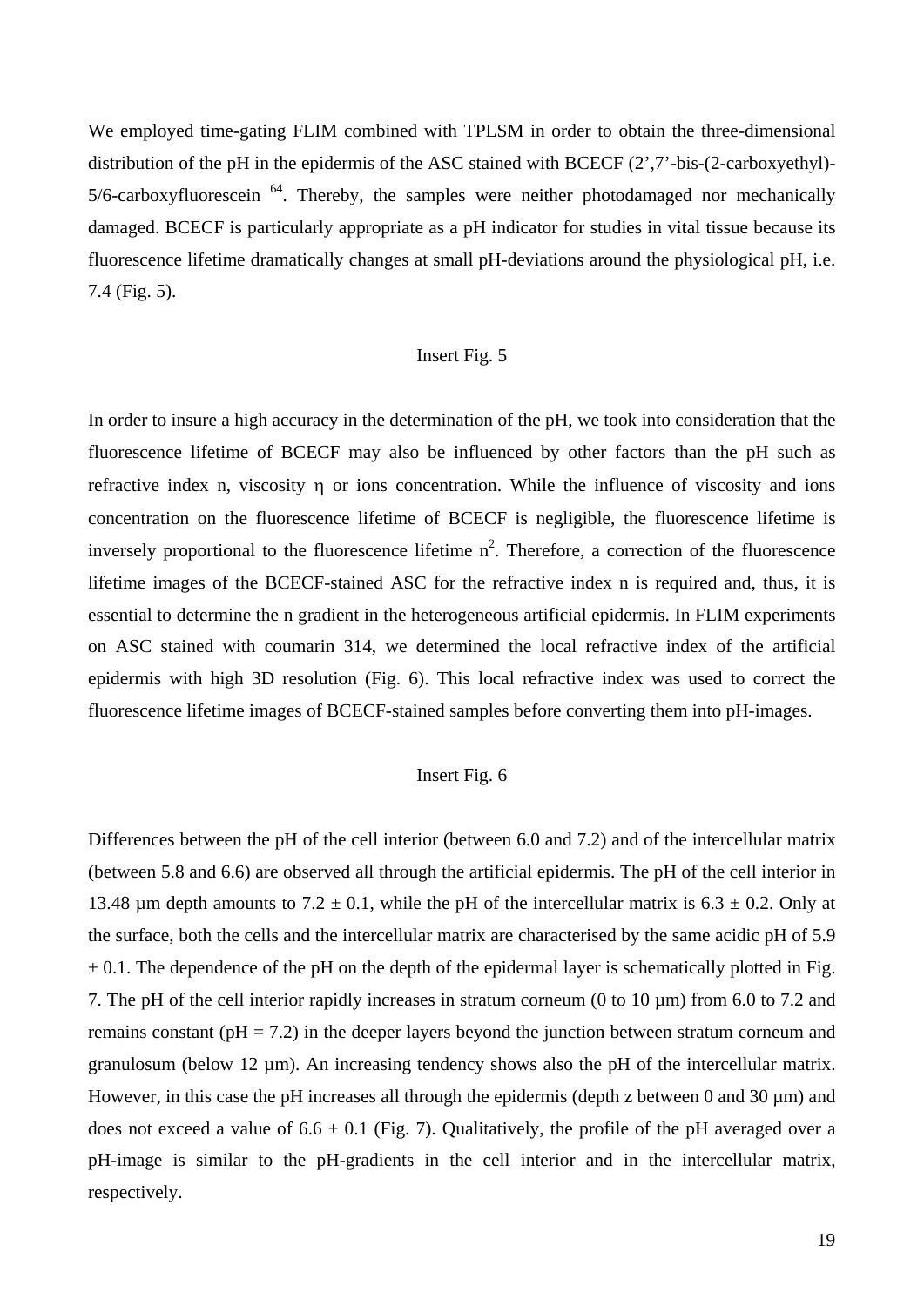We employed time-gating FLIM combined with TPLSM in order to obtain the three-dimensional distribution of the pH in the epidermis of the ASC stained with BCECF (2',7'-bis-(2-carboxyethyl)-5/6-carboxyfluorescein [64]. Thereby, the samples were neither photodamaged nor mechanically damaged. BCECF is particularly appropriate as a pH indicator for studies in vital tissue because its fluorescence lifetime dramatically changes at small pH-deviations around the physiological pH, i.e. 7.4 (Fig. 5).

Insert Fig. 5

In order to insure a high accuracy in the determination of the pH, we took into consideration that the fluorescence lifetime of BCECF may also be influenced by other factors than the pH such as refractive index n, viscosity $\eta$ or ions concentration. While the influence of viscosity and ions concentration on the fluorescence lifetime of BCECF is negligible, the fluorescence lifetime is inversely proportional to the fluorescence lifetime $n^2$. Therefore, a correction of the fluorescence lifetime images of the BCECF-stained ASC for the refractive index n is required and, thus, it is essential to determine the n gradient in the heterogeneous artificial epidermis. In FLIM experiments on ASC stained with coumarin 314, we determined the local refractive index of the artificial epidermis with high 3D resolution (Fig. 6). This local refractive index was used to correct the fluorescence lifetime images of BCECF-stained samples before converting them into pH-images.

Insert Fig. 6

Differences between the pH of the cell interior (between 6.0 and 7.2) and of the intercellular matrix (between 5.8 and 6.6) are observed all through the artificial epidermis. The pH of the cell interior in 13.48 µm depth amounts to $7.2 \pm 0.1$, while the pH of the intercellular matrix is $6.3 \pm 0.2$. Only at the surface, both the cells and the intercellular matrix are characterised by the same acidic pH of 5.9 $\pm$ 0.1. The dependence of the pH on the depth of the epidermal layer is schematically plotted in Fig. 7. The pH of the cell interior rapidly increases in stratum corneum (0 to 10 µm) from 6.0 to 7.2 and remains constant (pH = 7.2) in the deeper layers beyond the junction between stratum corneum and granulosum (below 12 µm). An increasing tendency shows also the pH of the intercellular matrix. However, in this case the pH increases all through the epidermis (depth z between 0 and 30 µm) and does not exceed a value of $6.6 \pm 0.1$ (Fig. 7). Qualitatively, the profile of the pH averaged over a pH-image is similar to the pH-gradients in the cell interior and in the intercellular matrix, respectively.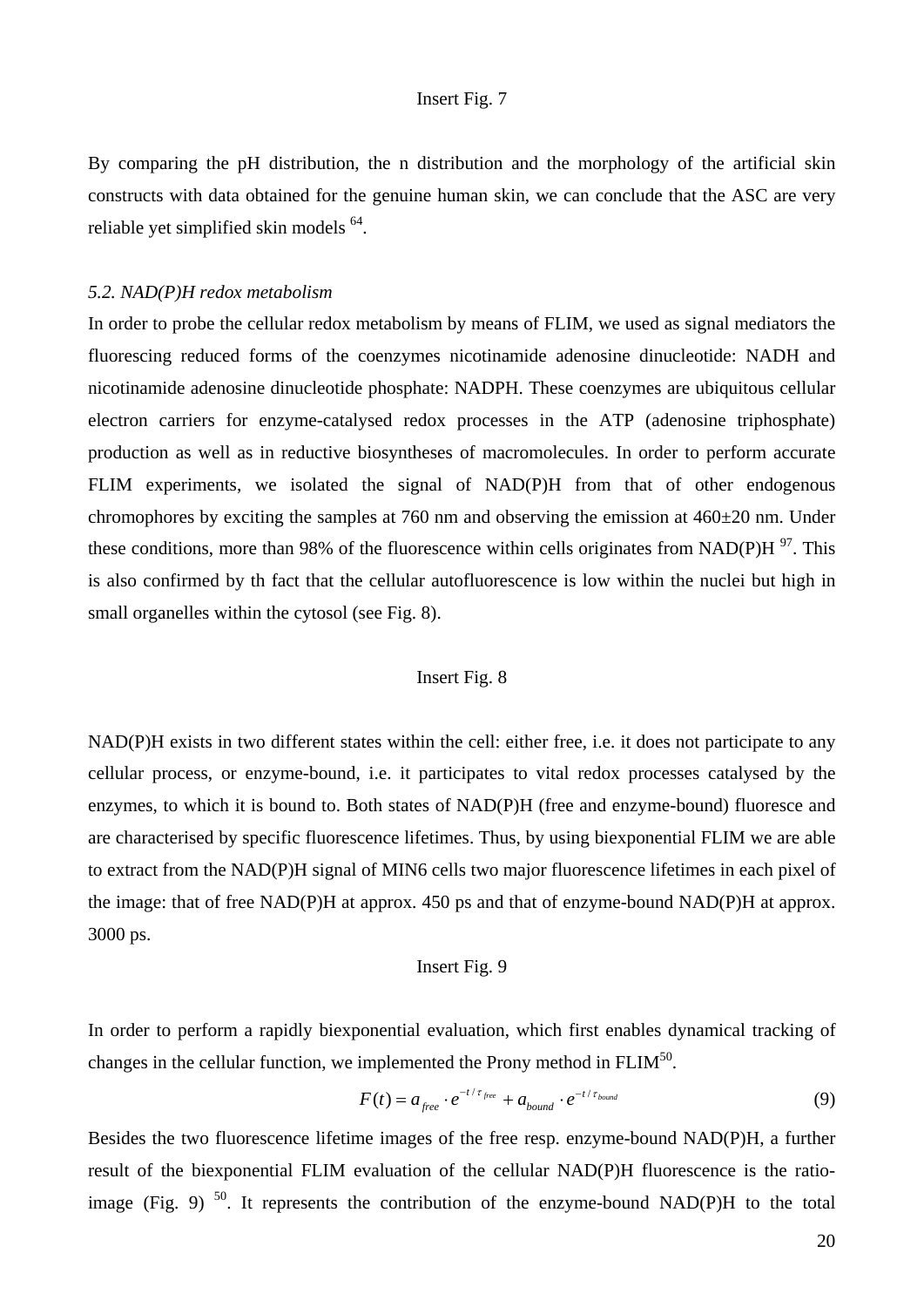Insert Fig. 7

By comparing the pH distribution, the n distribution and the morphology of the artificial skin constructs with data obtained for the genuine human skin, we can conclude that the ASC are very reliable yet simplified skin models [64].

*5.2. NAD(P)H redox metabolism*

In order to probe the cellular redox metabolism by means of FLIM, we used as signal mediators the fluorescing reduced forms of the coenzymes nicotinamide adenosine dinucleotide: NADH and nicotinamide adenosine dinucleotide phosphate: NADPH. These coenzymes are ubiquitous cellular electron carriers for enzyme-catalysed redox processes in the ATP (adenosine triphosphate) production as well as in reductive biosyntheses of macromolecules. In order to perform accurate FLIM experiments, we isolated the signal of NAD(P)H from that of other endogenous chromophores by exciting the samples at 760 nm and observing the emission at 460±20 nm. Under these conditions, more than 98% of the fluorescence within cells originates from NAD(P)H [97]. This is also confirmed by th fact that the cellular autofluorescence is low within the nuclei but high in small organelles within the cytosol (see Fig. 8).

Insert Fig. 8

NAD(P)H exists in two different states within the cell: either free, i.e. it does not participate to any cellular process, or enzyme-bound, i.e. it participates to vital redox processes catalysed by the enzymes, to which it is bound to. Both states of NAD(P)H (free and enzyme-bound) fluoresce and are characterised by specific fluorescence lifetimes. Thus, by using biexponential FLIM we are able to extract from the NAD(P)H signal of MIN6 cells two major fluorescence lifetimes in each pixel of the image: that of free NAD(P)H at approx. 450 ps and that of enzyme-bound NAD(P)H at approx. 3000 ps.

Insert Fig. 9

In order to perform a rapidly biexponential evaluation, which first enables dynamical tracking of changes in the cellular function, we implemented the Prony method in FLIM[50].

$$F(t) = a_{free} \cdot e^{-t/\tau_{free}} + a_{bound} \cdot e^{-t/\tau_{bound}} \tag{9}$$

Besides the two fluorescence lifetime images of the free resp. enzyme-bound NAD(P)H, a further result of the biexponential FLIM evaluation of the cellular NAD(P)H fluorescence is the ratio-image (Fig. 9) [50]. It represents the contribution of the enzyme-bound NAD(P)H to the total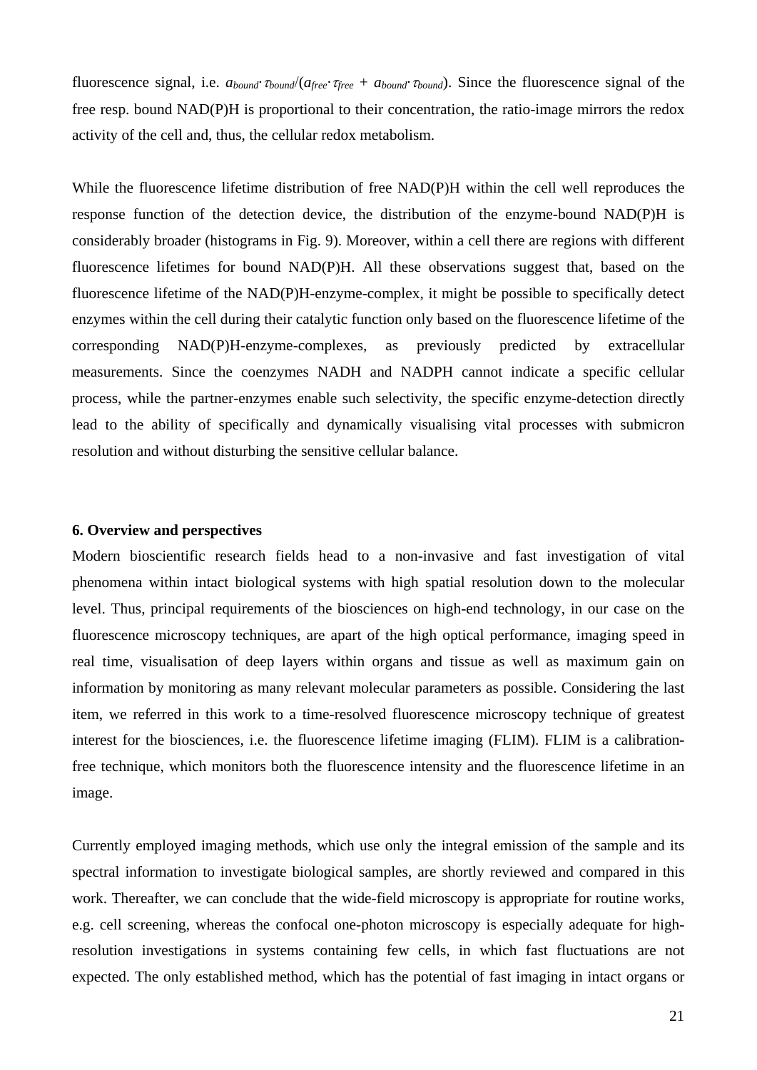fluorescence signal, i.e. $a_{bound}\cdot\tau_{bound}/(a_{free}\cdot\tau_{free} + a_{bound}\cdot\tau_{bound})$. Since the fluorescence signal of the free resp. bound NAD(P)H is proportional to their concentration, the ratio-image mirrors the redox activity of the cell and, thus, the cellular redox metabolism.

While the fluorescence lifetime distribution of free NAD(P)H within the cell well reproduces the response function of the detection device, the distribution of the enzyme-bound NAD(P)H is considerably broader (histograms in Fig. 9). Moreover, within a cell there are regions with different fluorescence lifetimes for bound NAD(P)H. All these observations suggest that, based on the fluorescence lifetime of the NAD(P)H-enzyme-complex, it might be possible to specifically detect enzymes within the cell during their catalytic function only based on the fluorescence lifetime of the corresponding NAD(P)H-enzyme-complexes, as previously predicted by extracellular measurements. Since the coenzymes NADH and NADPH cannot indicate a specific cellular process, while the partner-enzymes enable such selectivity, the specific enzyme-detection directly lead to the ability of specifically and dynamically visualising vital processes with submicron resolution and without disturbing the sensitive cellular balance.

## 6. Overview and perspectives

Modern bioscientific research fields head to a non-invasive and fast investigation of vital phenomena within intact biological systems with high spatial resolution down to the molecular level. Thus, principal requirements of the biosciences on high-end technology, in our case on the fluorescence microscopy techniques, are apart of the high optical performance, imaging speed in real time, visualisation of deep layers within organs and tissue as well as maximum gain on information by monitoring as many relevant molecular parameters as possible. Considering the last item, we referred in this work to a time-resolved fluorescence microscopy technique of greatest interest for the biosciences, i.e. the fluorescence lifetime imaging (FLIM). FLIM is a calibration-free technique, which monitors both the fluorescence intensity and the fluorescence lifetime in an image.

Currently employed imaging methods, which use only the integral emission of the sample and its spectral information to investigate biological samples, are shortly reviewed and compared in this work. Thereafter, we can conclude that the wide-field microscopy is appropriate for routine works, e.g. cell screening, whereas the confocal one-photon microscopy is especially adequate for high-resolution investigations in systems containing few cells, in which fast fluctuations are not expected. The only established method, which has the potential of fast imaging in intact organs or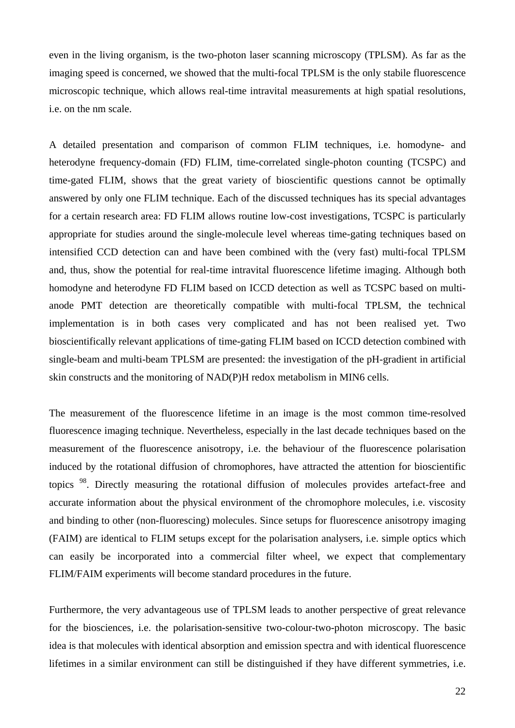even in the living organism, is the two-photon laser scanning microscopy (TPLSM). As far as the imaging speed is concerned, we showed that the multi-focal TPLSM is the only stabile fluorescence microscopic technique, which allows real-time intravital measurements at high spatial resolutions, i.e. on the nm scale.

A detailed presentation and comparison of common FLIM techniques, i.e. homodyne- and heterodyne frequency-domain (FD) FLIM, time-correlated single-photon counting (TCSPC) and time-gated FLIM, shows that the great variety of bioscientific questions cannot be optimally answered by only one FLIM technique. Each of the discussed techniques has its special advantages for a certain research area: FD FLIM allows routine low-cost investigations, TCSPC is particularly appropriate for studies around the single-molecule level whereas time-gating techniques based on intensified CCD detection can and have been combined with the (very fast) multi-focal TPLSM and, thus, show the potential for real-time intravital fluorescence lifetime imaging. Although both homodyne and heterodyne FD FLIM based on ICCD detection as well as TCSPC based on multi-anode PMT detection are theoretically compatible with multi-focal TPLSM, the technical implementation is in both cases very complicated and has not been realised yet. Two bioscientifically relevant applications of time-gating FLIM based on ICCD detection combined with single-beam and multi-beam TPLSM are presented: the investigation of the pH-gradient in artificial skin constructs and the monitoring of NAD(P)H redox metabolism in MIN6 cells.

The measurement of the fluorescence lifetime in an image is the most common time-resolved fluorescence imaging technique. Nevertheless, especially in the last decade techniques based on the measurement of the fluorescence anisotropy, i.e. the behaviour of the fluorescence polarisation induced by the rotational diffusion of chromophores, have attracted the attention for bioscientific topics [98]. Directly measuring the rotational diffusion of molecules provides artefact-free and accurate information about the physical environment of the chromophore molecules, i.e. viscosity and binding to other (non-fluorescing) molecules. Since setups for fluorescence anisotropy imaging (FAIM) are identical to FLIM setups except for the polarisation analysers, i.e. simple optics which can easily be incorporated into a commercial filter wheel, we expect that complementary FLIM/FAIM experiments will become standard procedures in the future.

Furthermore, the very advantageous use of TPLSM leads to another perspective of great relevance for the biosciences, i.e. the polarisation-sensitive two-colour-two-photon microscopy. The basic idea is that molecules with identical absorption and emission spectra and with identical fluorescence lifetimes in a similar environment can still be distinguished if they have different symmetries, i.e.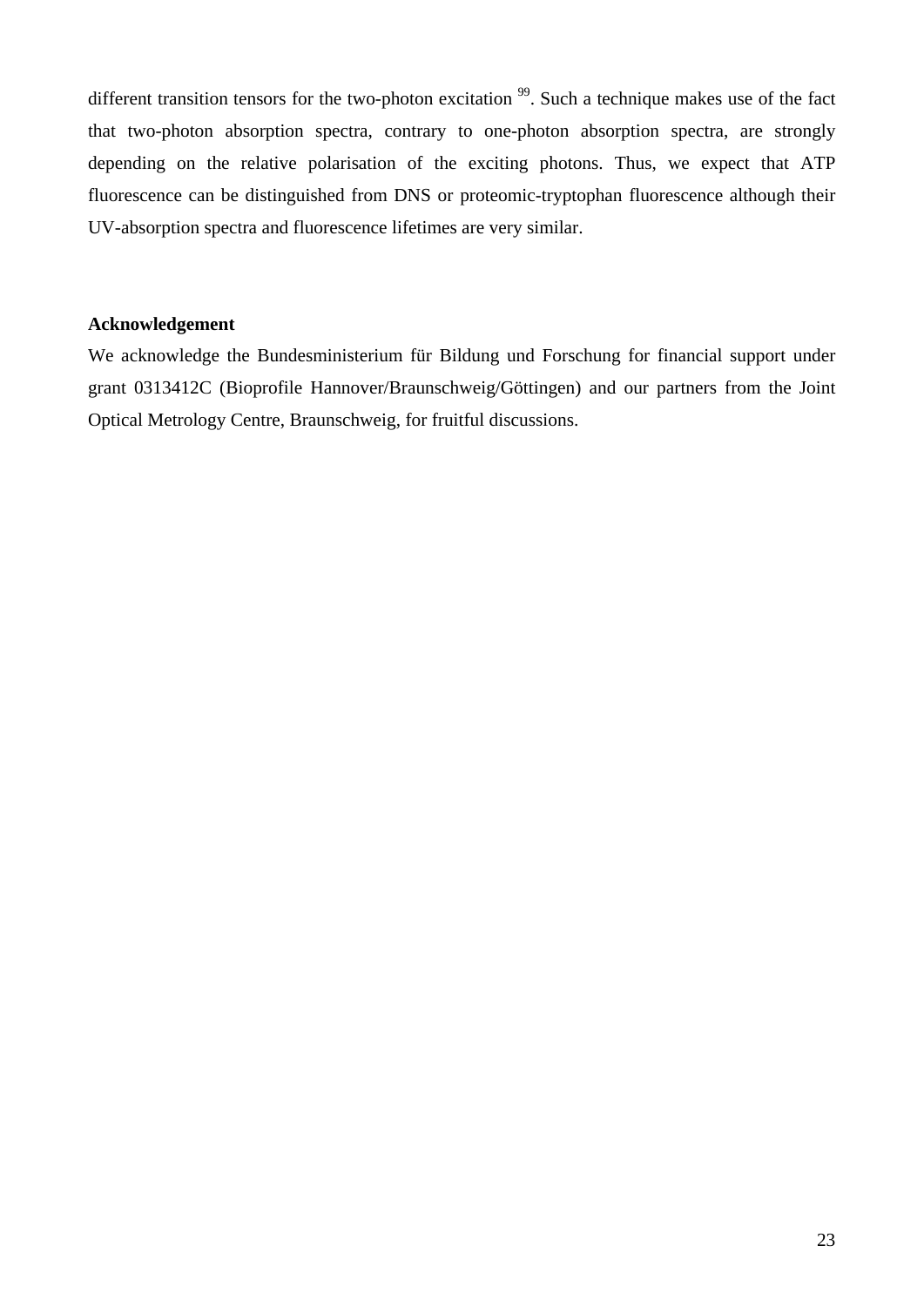different transition tensors for the two-photon excitation [99]. Such a technique makes use of the fact that two-photon absorption spectra, contrary to one-photon absorption spectra, are strongly depending on the relative polarisation of the exciting photons. Thus, we expect that ATP fluorescence can be distinguished from DNS or proteomic-tryptophan fluorescence although their UV-absorption spectra and fluorescence lifetimes are very similar.

**Acknowledgement**

We acknowledge the Bundesministerium für Bildung und Forschung for financial support under grant 0313412C (Bioprofile Hannover/Braunschweig/Göttingen) and our partners from the Joint Optical Metrology Centre, Braunschweig, for fruitful discussions.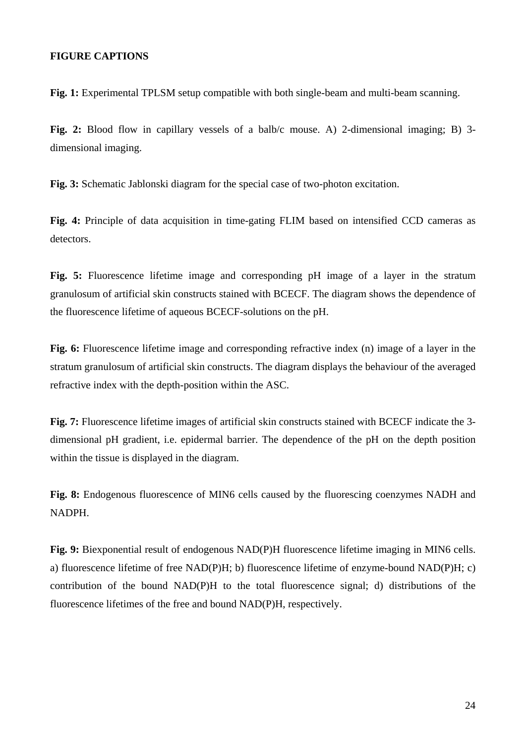**FIGURE CAPTIONS**

**Fig. 1:** Experimental TPLSM setup compatible with both single-beam and multi-beam scanning.

**Fig. 2:** Blood flow in capillary vessels of a balb/c mouse. A) 2-dimensional imaging; B) 3-dimensional imaging.

**Fig. 3:** Schematic Jablonski diagram for the special case of two-photon excitation.

**Fig. 4:** Principle of data acquisition in time-gating FLIM based on intensified CCD cameras as detectors.

**Fig. 5:** Fluorescence lifetime image and corresponding pH image of a layer in the stratum granulosum of artificial skin constructs stained with BCECF. The diagram shows the dependence of the fluorescence lifetime of aqueous BCECF-solutions on the pH.

**Fig. 6:** Fluorescence lifetime image and corresponding refractive index (n) image of a layer in the stratum granulosum of artificial skin constructs. The diagram displays the behaviour of the averaged refractive index with the depth-position within the ASC.

**Fig. 7:** Fluorescence lifetime images of artificial skin constructs stained with BCECF indicate the 3-dimensional pH gradient, i.e. epidermal barrier. The dependence of the pH on the depth position within the tissue is displayed in the diagram.

**Fig. 8:** Endogenous fluorescence of MIN6 cells caused by the fluorescing coenzymes NADH and NADPH.

**Fig. 9:** Biexponential result of endogenous NAD(P)H fluorescence lifetime imaging in MIN6 cells. a) fluorescence lifetime of free NAD(P)H; b) fluorescence lifetime of enzyme-bound NAD(P)H; c) contribution of the bound NAD(P)H to the total fluorescence signal; d) distributions of the fluorescence lifetimes of the free and bound NAD(P)H, respectively.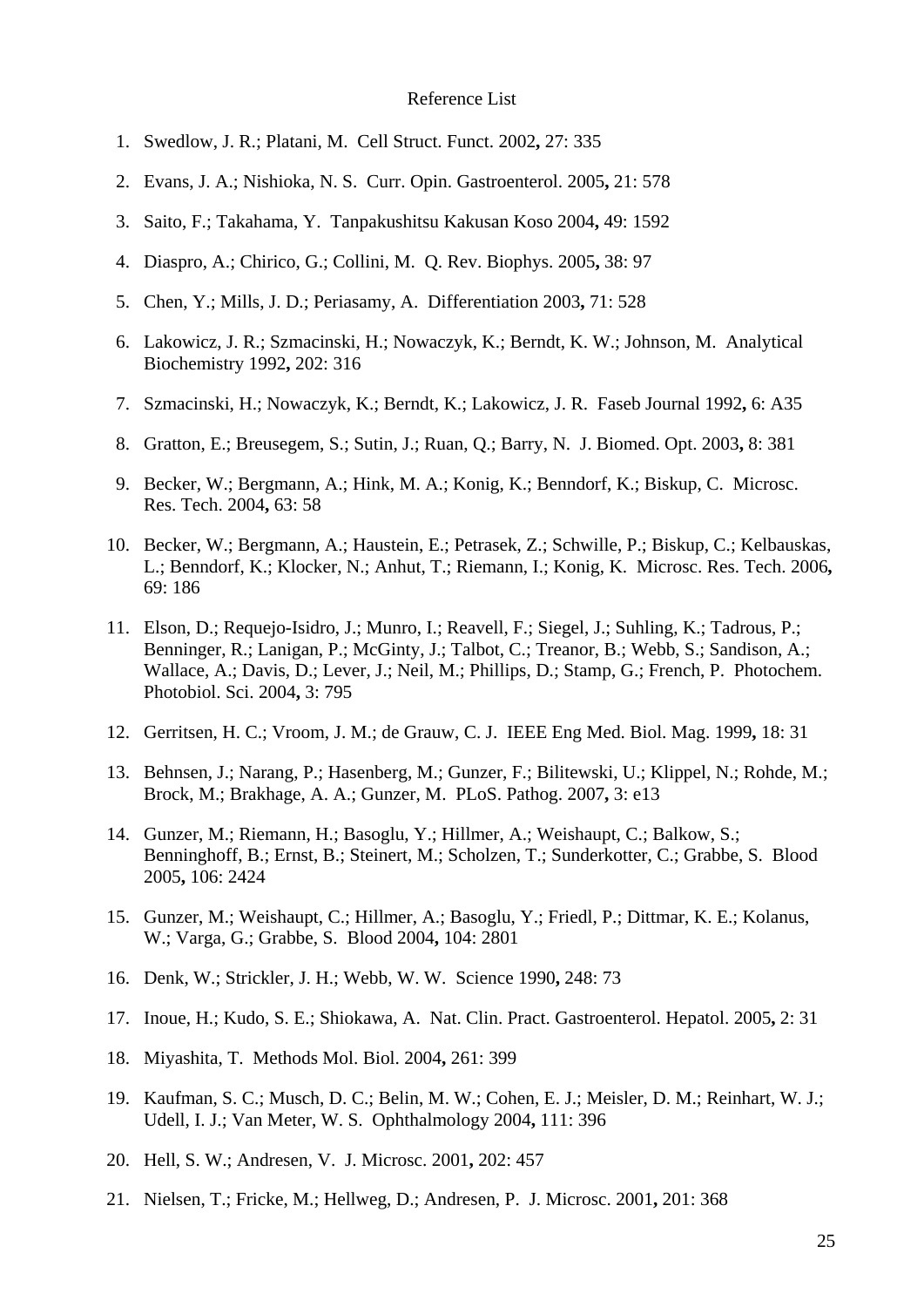Reference List

1. Swedlow, J. R.; Platani, M. Cell Struct. Funct. 2002**,** 27: 335
2. Evans, J. A.; Nishioka, N. S. Curr. Opin. Gastroenterol. 2005**,** 21: 578
3. Saito, F.; Takahama, Y. Tanpakushitsu Kakusan Koso 2004**,** 49: 1592
4. Diaspro, A.; Chirico, G.; Collini, M. Q. Rev. Biophys. 2005**,** 38: 97
5. Chen, Y.; Mills, J. D.; Periasamy, A. Differentiation 2003**,** 71: 528
6. Lakowicz, J. R.; Szmacinski, H.; Nowaczyk, K.; Berndt, K. W.; Johnson, M. Analytical Biochemistry 1992**,** 202: 316
7. Szmacinski, H.; Nowaczyk, K.; Berndt, K.; Lakowicz, J. R. Faseb Journal 1992**,** 6: A35
8. Gratton, E.; Breusegem, S.; Sutin, J.; Ruan, Q.; Barry, N. J. Biomed. Opt. 2003**,** 8: 381
9. Becker, W.; Bergmann, A.; Hink, M. A.; Konig, K.; Benndorf, K.; Biskup, C. Microsc. Res. Tech. 2004**,** 63: 58
10. Becker, W.; Bergmann, A.; Haustein, E.; Petrasek, Z.; Schwille, P.; Biskup, C.; Kelbauskas, L.; Benndorf, K.; Klocker, N.; Anhut, T.; Riemann, I.; Konig, K. Microsc. Res. Tech. 2006**,** 69: 186
11. Elson, D.; Requejo-Isidro, J.; Munro, I.; Reavell, F.; Siegel, J.; Suhling, K.; Tadrous, P.; Benninger, R.; Lanigan, P.; McGinty, J.; Talbot, C.; Treanor, B.; Webb, S.; Sandison, A.; Wallace, A.; Davis, D.; Lever, J.; Neil, M.; Phillips, D.; Stamp, G.; French, P. Photochem. Photobiol. Sci. 2004**,** 3: 795
12. Gerritsen, H. C.; Vroom, J. M.; de Grauw, C. J. IEEE Eng Med. Biol. Mag. 1999**,** 18: 31
13. Behnsen, J.; Narang, P.; Hasenberg, M.; Gunzer, F.; Bilitewski, U.; Klippel, N.; Rohde, M.; Brock, M.; Brakhage, A. A.; Gunzer, M. PLoS. Pathog. 2007**,** 3: e13
14. Gunzer, M.; Riemann, H.; Basoglu, Y.; Hillmer, A.; Weishaupt, C.; Balkow, S.; Benninghoff, B.; Ernst, B.; Steinert, M.; Scholzen, T.; Sunderkotter, C.; Grabbe, S. Blood 2005**,** 106: 2424
15. Gunzer, M.; Weishaupt, C.; Hillmer, A.; Basoglu, Y.; Friedl, P.; Dittmar, K. E.; Kolanus, W.; Varga, G.; Grabbe, S. Blood 2004**,** 104: 2801
16. Denk, W.; Strickler, J. H.; Webb, W. W. Science 1990**,** 248: 73
17. Inoue, H.; Kudo, S. E.; Shiokawa, A. Nat. Clin. Pract. Gastroenterol. Hepatol. 2005**,** 2: 31
18. Miyashita, T. Methods Mol. Biol. 2004**,** 261: 399
19. Kaufman, S. C.; Musch, D. C.; Belin, M. W.; Cohen, E. J.; Meisler, D. M.; Reinhart, W. J.; Udell, I. J.; Van Meter, W. S. Ophthalmology 2004**,** 111: 396
20. Hell, S. W.; Andresen, V. J. Microsc. 2001**,** 202: 457
21. Nielsen, T.; Fricke, M.; Hellweg, D.; Andresen, P. J. Microsc. 2001**,** 201: 368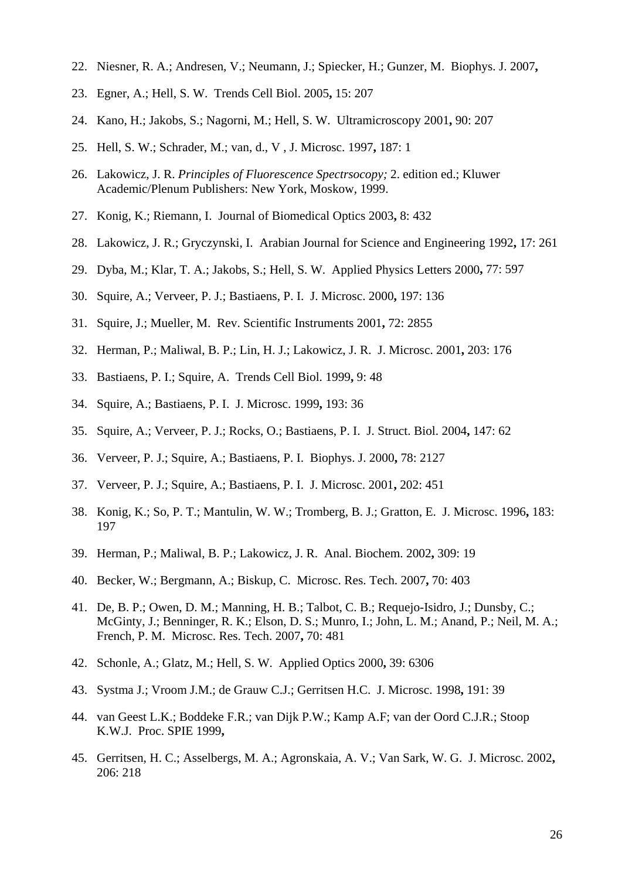22. Niesner, R. A.; Andresen, V.; Neumann, J.; Spiecker, H.; Gunzer, M. Biophys. J. 2007**,**

23. Egner, A.; Hell, S. W. Trends Cell Biol. 2005**,** 15: 207

24. Kano, H.; Jakobs, S.; Nagorni, M.; Hell, S. W. Ultramicroscopy 2001**,** 90: 207

25. Hell, S. W.; Schrader, M.; van, d., V , J. Microsc. 1997**,** 187: 1

26. Lakowicz, J. R. *Principles of Fluorescence Spectrsocopy;* 2. edition ed.; Kluwer Academic/Plenum Publishers: New York, Moskow, 1999.

27. Konig, K.; Riemann, I. Journal of Biomedical Optics 2003**,** 8: 432

28. Lakowicz, J. R.; Gryczynski, I. Arabian Journal for Science and Engineering 1992**,** 17: 261

29. Dyba, M.; Klar, T. A.; Jakobs, S.; Hell, S. W. Applied Physics Letters 2000**,** 77: 597

30. Squire, A.; Verveer, P. J.; Bastiaens, P. I. J. Microsc. 2000**,** 197: 136

31. Squire, J.; Mueller, M. Rev. Scientific Instruments 2001**,** 72: 2855

32. Herman, P.; Maliwal, B. P.; Lin, H. J.; Lakowicz, J. R. J. Microsc. 2001**,** 203: 176

33. Bastiaens, P. I.; Squire, A. Trends Cell Biol. 1999**,** 9: 48

34. Squire, A.; Bastiaens, P. I. J. Microsc. 1999**,** 193: 36

35. Squire, A.; Verveer, P. J.; Rocks, O.; Bastiaens, P. I. J. Struct. Biol. 2004**,** 147: 62

36. Verveer, P. J.; Squire, A.; Bastiaens, P. I. Biophys. J. 2000**,** 78: 2127

37. Verveer, P. J.; Squire, A.; Bastiaens, P. I. J. Microsc. 2001**,** 202: 451

38. Konig, K.; So, P. T.; Mantulin, W. W.; Tromberg, B. J.; Gratton, E. J. Microsc. 1996**,** 183: 197

39. Herman, P.; Maliwal, B. P.; Lakowicz, J. R. Anal. Biochem. 2002**,** 309: 19

40. Becker, W.; Bergmann, A.; Biskup, C. Microsc. Res. Tech. 2007**,** 70: 403

41. De, B. P.; Owen, D. M.; Manning, H. B.; Talbot, C. B.; Requejo-Isidro, J.; Dunsby, C.; McGinty, J.; Benninger, R. K.; Elson, D. S.; Munro, I.; John, L. M.; Anand, P.; Neil, M. A.; French, P. M. Microsc. Res. Tech. 2007**,** 70: 481

42. Schonle, A.; Glatz, M.; Hell, S. W. Applied Optics 2000**,** 39: 6306

43. Systma J.; Vroom J.M.; de Grauw C.J.; Gerritsen H.C. J. Microsc. 1998**,** 191: 39

44. van Geest L.K.; Boddeke F.R.; van Dijk P.W.; Kamp A.F; van der Oord C.J.R.; Stoop K.W.J. Proc. SPIE 1999**,**

45. Gerritsen, H. C.; Asselbergs, M. A.; Agronskaia, A. V.; Van Sark, W. G. J. Microsc. 2002**,** 206: 218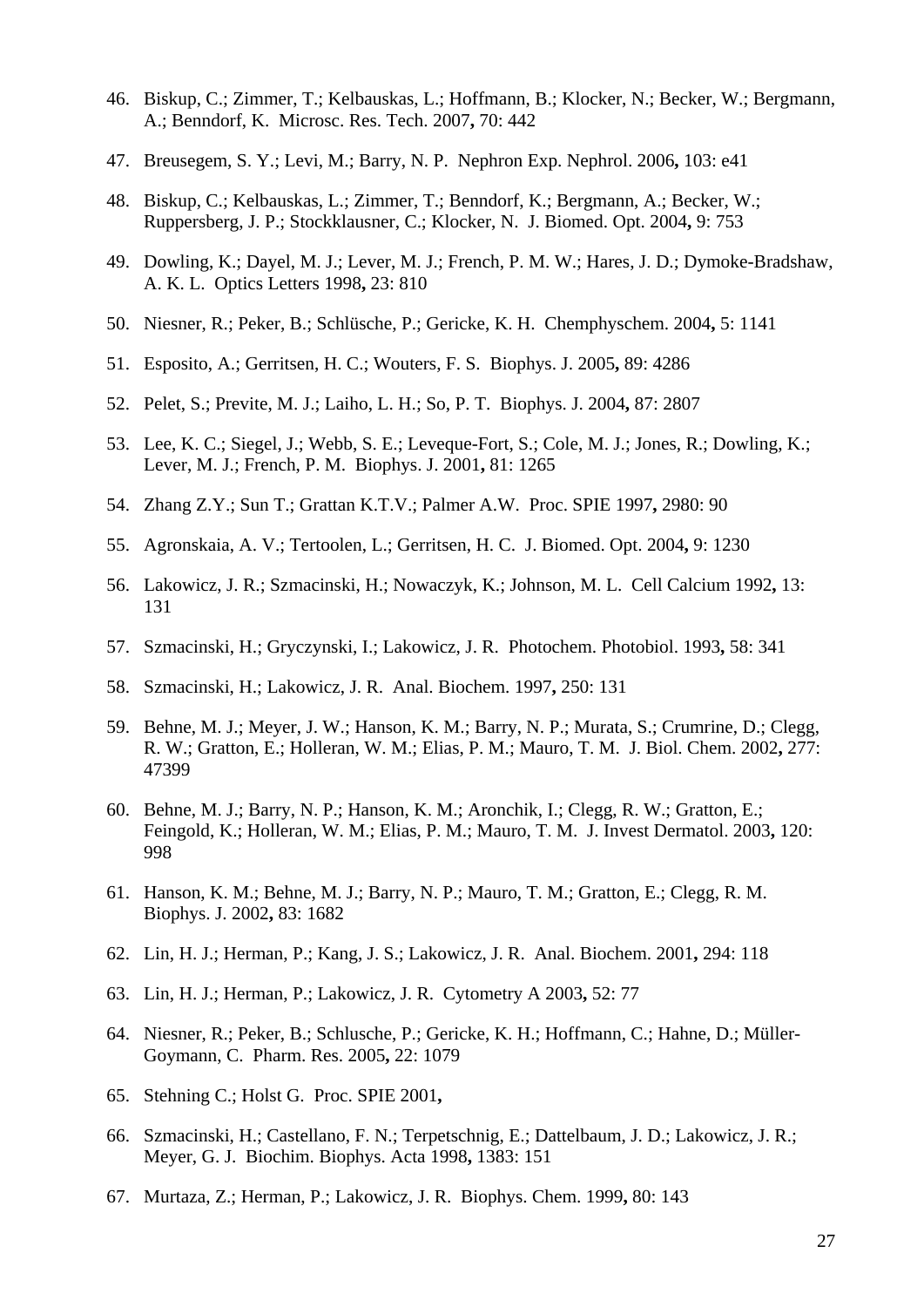46. Biskup, C.; Zimmer, T.; Kelbauskas, L.; Hoffmann, B.; Klocker, N.; Becker, W.; Bergmann, A.; Benndorf, K. Microsc. Res. Tech. 2007**,** 70: 442

47. Breusegem, S. Y.; Levi, M.; Barry, N. P. Nephron Exp. Nephrol. 2006**,** 103: e41

48. Biskup, C.; Kelbauskas, L.; Zimmer, T.; Benndorf, K.; Bergmann, A.; Becker, W.; Ruppersberg, J. P.; Stockklausner, C.; Klocker, N. J. Biomed. Opt. 2004**,** 9: 753

49. Dowling, K.; Dayel, M. J.; Lever, M. J.; French, P. M. W.; Hares, J. D.; Dymoke-Bradshaw, A. K. L. Optics Letters 1998**,** 23: 810

50. Niesner, R.; Peker, B.; Schlüsche, P.; Gericke, K. H. Chemphyschem. 2004**,** 5: 1141

51. Esposito, A.; Gerritsen, H. C.; Wouters, F. S. Biophys. J. 2005**,** 89: 4286

52. Pelet, S.; Previte, M. J.; Laiho, L. H.; So, P. T. Biophys. J. 2004**,** 87: 2807

53. Lee, K. C.; Siegel, J.; Webb, S. E.; Leveque-Fort, S.; Cole, M. J.; Jones, R.; Dowling, K.; Lever, M. J.; French, P. M. Biophys. J. 2001**,** 81: 1265

54. Zhang Z.Y.; Sun T.; Grattan K.T.V.; Palmer A.W. Proc. SPIE 1997**,** 2980: 90

55. Agronskaia, A. V.; Tertoolen, L.; Gerritsen, H. C. J. Biomed. Opt. 2004**,** 9: 1230

56. Lakowicz, J. R.; Szmacinski, H.; Nowaczyk, K.; Johnson, M. L. Cell Calcium 1992**,** 13: 131

57. Szmacinski, H.; Gryczynski, I.; Lakowicz, J. R. Photochem. Photobiol. 1993**,** 58: 341

58. Szmacinski, H.; Lakowicz, J. R. Anal. Biochem. 1997**,** 250: 131

59. Behne, M. J.; Meyer, J. W.; Hanson, K. M.; Barry, N. P.; Murata, S.; Crumrine, D.; Clegg, R. W.; Gratton, E.; Holleran, W. M.; Elias, P. M.; Mauro, T. M. J. Biol. Chem. 2002**,** 277: 47399

60. Behne, M. J.; Barry, N. P.; Hanson, K. M.; Aronchik, I.; Clegg, R. W.; Gratton, E.; Feingold, K.; Holleran, W. M.; Elias, P. M.; Mauro, T. M. J. Invest Dermatol. 2003**,** 120: 998

61. Hanson, K. M.; Behne, M. J.; Barry, N. P.; Mauro, T. M.; Gratton, E.; Clegg, R. M. Biophys. J. 2002**,** 83: 1682

62. Lin, H. J.; Herman, P.; Kang, J. S.; Lakowicz, J. R. Anal. Biochem. 2001**,** 294: 118

63. Lin, H. J.; Herman, P.; Lakowicz, J. R. Cytometry A 2003**,** 52: 77

64. Niesner, R.; Peker, B.; Schlusche, P.; Gericke, K. H.; Hoffmann, C.; Hahne, D.; Müller-Goymann, C. Pharm. Res. 2005**,** 22: 1079

65. Stehning C.; Holst G. Proc. SPIE 2001**,**

66. Szmacinski, H.; Castellano, F. N.; Terpetschnig, E.; Dattelbaum, J. D.; Lakowicz, J. R.; Meyer, G. J. Biochim. Biophys. Acta 1998**,** 1383: 151

67. Murtaza, Z.; Herman, P.; Lakowicz, J. R. Biophys. Chem. 1999**,** 80: 143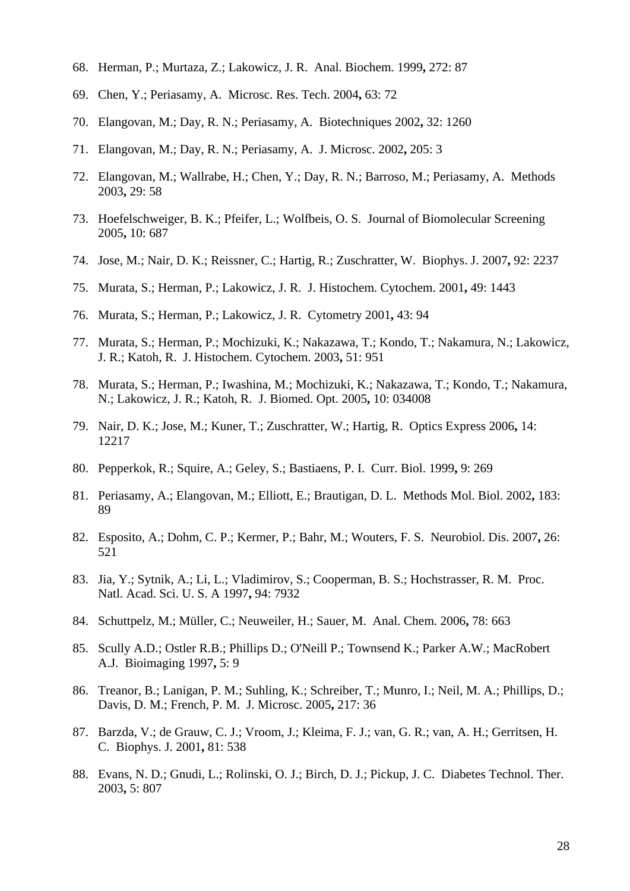68. Herman, P.; Murtaza, Z.; Lakowicz, J. R. Anal. Biochem. 1999**,** 272: 87

69. Chen, Y.; Periasamy, A. Microsc. Res. Tech. 2004**,** 63: 72

70. Elangovan, M.; Day, R. N.; Periasamy, A. Biotechniques 2002**,** 32: 1260

71. Elangovan, M.; Day, R. N.; Periasamy, A. J. Microsc. 2002**,** 205: 3

72. Elangovan, M.; Wallrabe, H.; Chen, Y.; Day, R. N.; Barroso, M.; Periasamy, A. Methods 2003**,** 29: 58

73. Hoefelschweiger, B. K.; Pfeifer, L.; Wolfbeis, O. S. Journal of Biomolecular Screening 2005**,** 10: 687

74. Jose, M.; Nair, D. K.; Reissner, C.; Hartig, R.; Zuschratter, W. Biophys. J. 2007**,** 92: 2237

75. Murata, S.; Herman, P.; Lakowicz, J. R. J. Histochem. Cytochem. 2001**,** 49: 1443

76. Murata, S.; Herman, P.; Lakowicz, J. R. Cytometry 2001**,** 43: 94

77. Murata, S.; Herman, P.; Mochizuki, K.; Nakazawa, T.; Kondo, T.; Nakamura, N.; Lakowicz, J. R.; Katoh, R. J. Histochem. Cytochem. 2003**,** 51: 951

78. Murata, S.; Herman, P.; Iwashina, M.; Mochizuki, K.; Nakazawa, T.; Kondo, T.; Nakamura, N.; Lakowicz, J. R.; Katoh, R. J. Biomed. Opt. 2005**,** 10: 034008

79. Nair, D. K.; Jose, M.; Kuner, T.; Zuschratter, W.; Hartig, R. Optics Express 2006**,** 14: 12217

80. Pepperkok, R.; Squire, A.; Geley, S.; Bastiaens, P. I. Curr. Biol. 1999**,** 9: 269

81. Periasamy, A.; Elangovan, M.; Elliott, E.; Brautigan, D. L. Methods Mol. Biol. 2002**,** 183: 89

82. Esposito, A.; Dohm, C. P.; Kermer, P.; Bahr, M.; Wouters, F. S. Neurobiol. Dis. 2007**,** 26: 521

83. Jia, Y.; Sytnik, A.; Li, L.; Vladimirov, S.; Cooperman, B. S.; Hochstrasser, R. M. Proc. Natl. Acad. Sci. U. S. A 1997**,** 94: 7932

84. Schuttpelz, M.; Müller, C.; Neuweiler, H.; Sauer, M. Anal. Chem. 2006**,** 78: 663

85. Scully A.D.; Ostler R.B.; Phillips D.; O'Neill P.; Townsend K.; Parker A.W.; MacRobert A.J. Bioimaging 1997**,** 5: 9

86. Treanor, B.; Lanigan, P. M.; Suhling, K.; Schreiber, T.; Munro, I.; Neil, M. A.; Phillips, D.; Davis, D. M.; French, P. M. J. Microsc. 2005**,** 217: 36

87. Barzda, V.; de Grauw, C. J.; Vroom, J.; Kleima, F. J.; van, G. R.; van, A. H.; Gerritsen, H. C. Biophys. J. 2001**,** 81: 538

88. Evans, N. D.; Gnudi, L.; Rolinski, O. J.; Birch, D. J.; Pickup, J. C. Diabetes Technol. Ther. 2003**,** 5: 807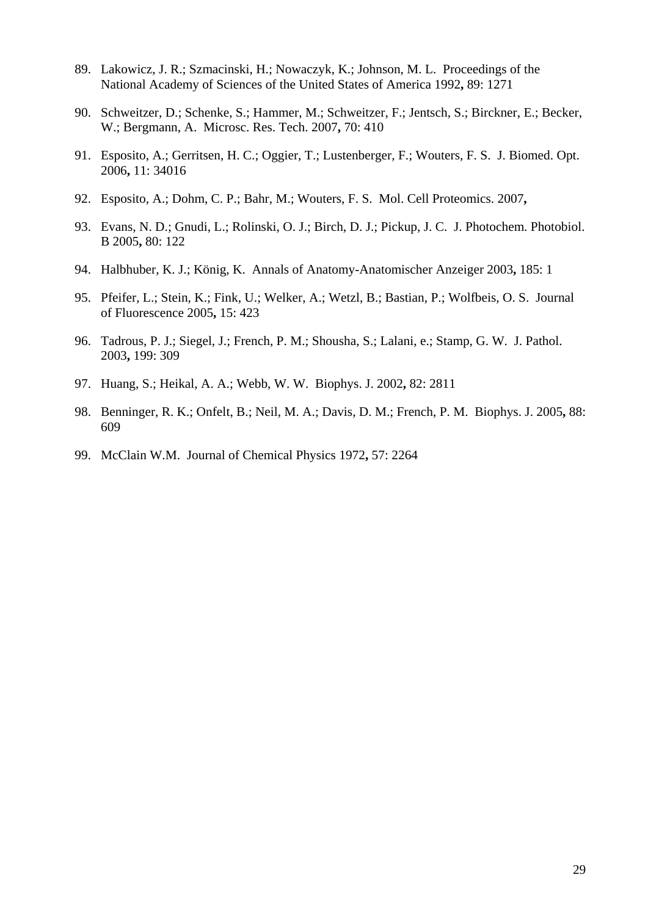89. Lakowicz, J. R.; Szmacinski, H.; Nowaczyk, K.; Johnson, M. L. Proceedings of the National Academy of Sciences of the United States of America 1992**,** 89: 1271

90. Schweitzer, D.; Schenke, S.; Hammer, M.; Schweitzer, F.; Jentsch, S.; Birckner, E.; Becker, W.; Bergmann, A. Microsc. Res. Tech. 2007**,** 70: 410

91. Esposito, A.; Gerritsen, H. C.; Oggier, T.; Lustenberger, F.; Wouters, F. S. J. Biomed. Opt. 2006**,** 11: 34016

92. Esposito, A.; Dohm, C. P.; Bahr, M.; Wouters, F. S. Mol. Cell Proteomics. 2007**,**

93. Evans, N. D.; Gnudi, L.; Rolinski, O. J.; Birch, D. J.; Pickup, J. C. J. Photochem. Photobiol. B 2005**,** 80: 122

94. Halbhuber, K. J.; König, K. Annals of Anatomy-Anatomischer Anzeiger 2003**,** 185: 1

95. Pfeifer, L.; Stein, K.; Fink, U.; Welker, A.; Wetzl, B.; Bastian, P.; Wolfbeis, O. S. Journal of Fluorescence 2005**,** 15: 423

96. Tadrous, P. J.; Siegel, J.; French, P. M.; Shousha, S.; Lalani, e.; Stamp, G. W. J. Pathol. 2003**,** 199: 309

97. Huang, S.; Heikal, A. A.; Webb, W. W. Biophys. J. 2002**,** 82: 2811

98. Benninger, R. K.; Onfelt, B.; Neil, M. A.; Davis, D. M.; French, P. M. Biophys. J. 2005**,** 88: 609

99. McClain W.M. Journal of Chemical Physics 1972**,** 57: 2264